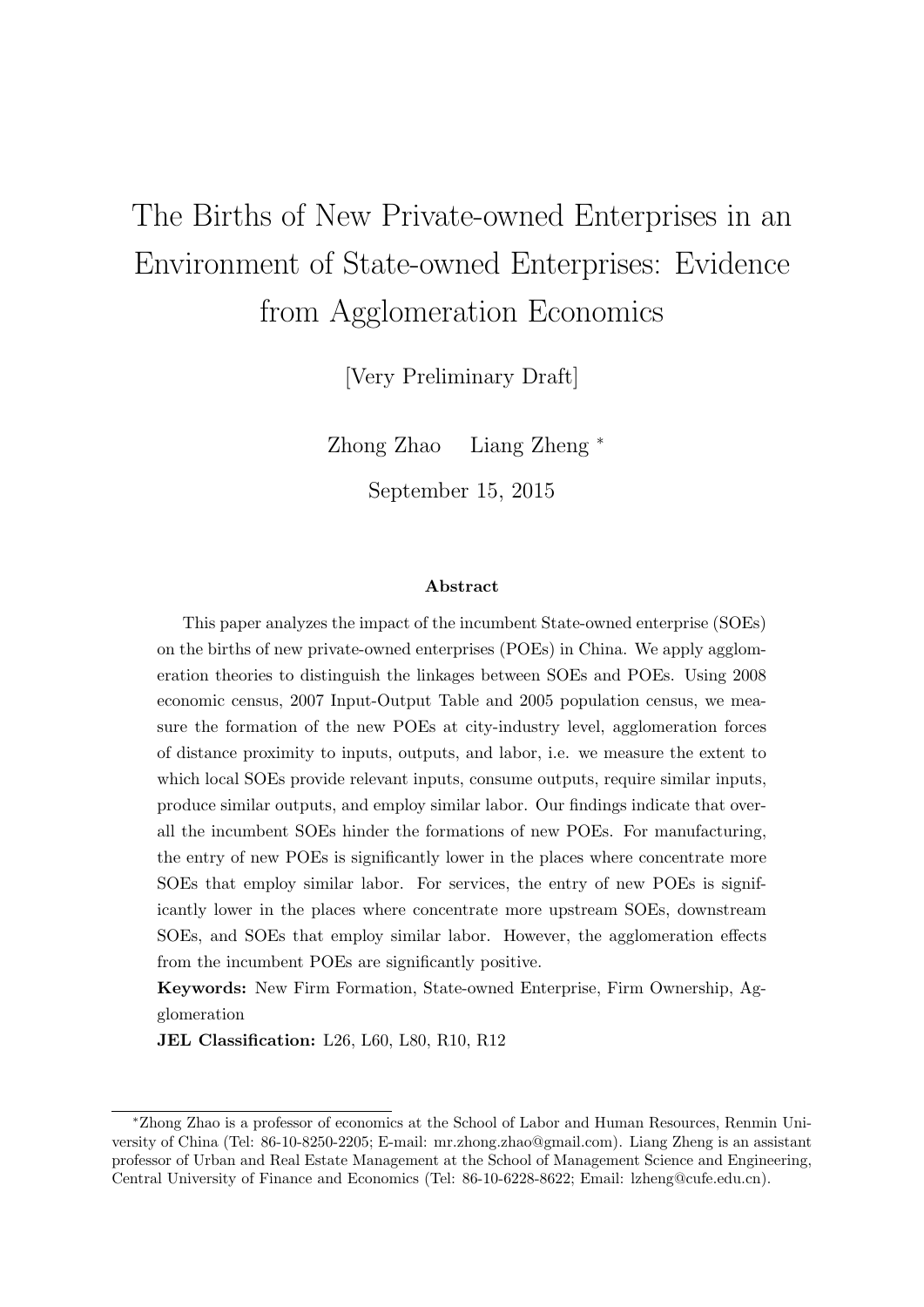# The Births of New Private-owned Enterprises in an Environment of State-owned Enterprises: Evidence from Agglomeration Economics

[Very Preliminary Draft]

Zhong Zhao  Liang Zheng [*]

September 15, 2015

### Abstract

This paper analyzes the impact of the incumbent State-owned enterprise (SOEs) on the births of new private-owned enterprises (POEs) in China. We apply agglomeration theories to distinguish the linkages between SOEs and POEs. Using 2008 economic census, 2007 Input-Output Table and 2005 population census, we measure the formation of the new POEs at city-industry level, agglomeration forces of distance proximity to inputs, outputs, and labor, i.e. we measure the extent to which local SOEs provide relevant inputs, consume outputs, require similar inputs, produce similar outputs, and employ similar labor. Our findings indicate that overall the incumbent SOEs hinder the formations of new POEs. For manufacturing, the entry of new POEs is significantly lower in the places where concentrate more SOEs that employ similar labor. For services, the entry of new POEs is significantly lower in the places where concentrate more upstream SOEs, downstream SOEs, and SOEs that employ similar labor. However, the agglomeration effects from the incumbent POEs are significantly positive.

**Keywords:** New Firm Formation, State-owned Enterprise, Firm Ownership, Agglomeration

**JEL Classification:** L26, L60, L80, R10, R12

---

[*] Zhong Zhao is a professor of economics at the School of Labor and Human Resources, Renmin University of China (Tel: 86-10-8250-2205; E-mail: mr.zhong.zhao@gmail.com). Liang Zheng is an assistant professor of Urban and Real Estate Management at the School of Management Science and Engineering, Central University of Finance and Economics (Tel: 86-10-6228-8622; Email: lzheng@cufe.edu.cn).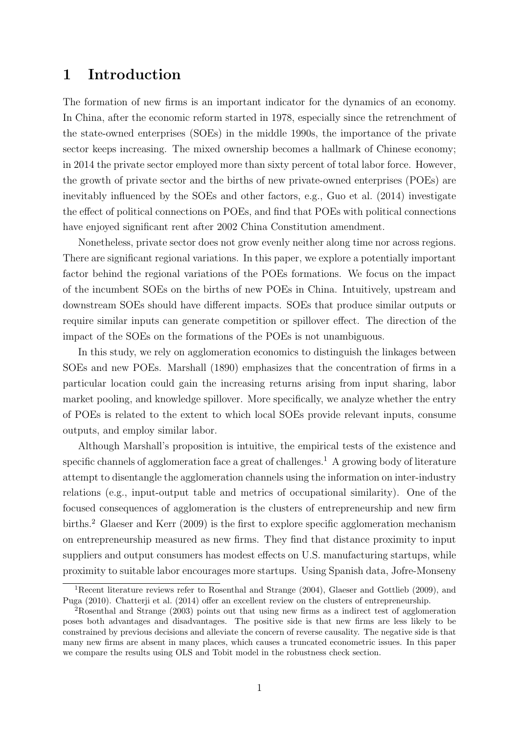# 1 Introduction

The formation of new firms is an important indicator for the dynamics of an economy. In China, after the economic reform started in 1978, especially since the retrenchment of the state-owned enterprises (SOEs) in the middle 1990s, the importance of the private sector keeps increasing. The mixed ownership becomes a hallmark of Chinese economy; in 2014 the private sector employed more than sixty percent of total labor force. However, the growth of private sector and the births of new private-owned enterprises (POEs) are inevitably influenced by the SOEs and other factors, e.g., Guo et al. (2014) investigate the effect of political connections on POEs, and find that POEs with political connections have enjoyed significant rent after 2002 China Constitution amendment.

Nonetheless, private sector does not grow evenly neither along time nor across regions. There are significant regional variations. In this paper, we explore a potentially important factor behind the regional variations of the POEs formations. We focus on the impact of the incumbent SOEs on the births of new POEs in China. Intuitively, upstream and downstream SOEs should have different impacts. SOEs that produce similar outputs or require similar inputs can generate competition or spillover effect. The direction of the impact of the SOEs on the formations of the POEs is not unambiguous.

In this study, we rely on agglomeration economics to distinguish the linkages between SOEs and new POEs. Marshall (1890) emphasizes that the concentration of firms in a particular location could gain the increasing returns arising from input sharing, labor market pooling, and knowledge spillover. More specifically, we analyze whether the entry of POEs is related to the extent to which local SOEs provide relevant inputs, consume outputs, and employ similar labor.

Although Marshall's proposition is intuitive, the empirical tests of the existence and specific channels of agglomeration face a great of challenges.[1] A growing body of literature attempt to disentangle the agglomeration channels using the information on inter-industry relations (e.g., input-output table and metrics of occupational similarity). One of the focused consequences of agglomeration is the clusters of entrepreneurship and new firm births.[2] Glaeser and Kerr (2009) is the first to explore specific agglomeration mechanism on entrepreneurship measured as new firms. They find that distance proximity to input suppliers and output consumers has modest effects on U.S. manufacturing startups, while proximity to suitable labor encourages more startups. Using Spanish data, Jofre-Monseny

[1] Recent literature reviews refer to Rosenthal and Strange (2004), Glaeser and Gottlieb (2009), and Puga (2010). Chatterji et al. (2014) offer an excellent review on the clusters of entrepreneurship.

[2] Rosenthal and Strange (2003) points out that using new firms as a indirect test of agglomeration poses both advantages and disadvantages. The positive side is that new firms are less likely to be constrained by previous decisions and alleviate the concern of reverse causality. The negative side is that many new firms are absent in many places, which causes a truncated econometric issues. In this paper we compare the results using OLS and Tobit model in the robustness check section.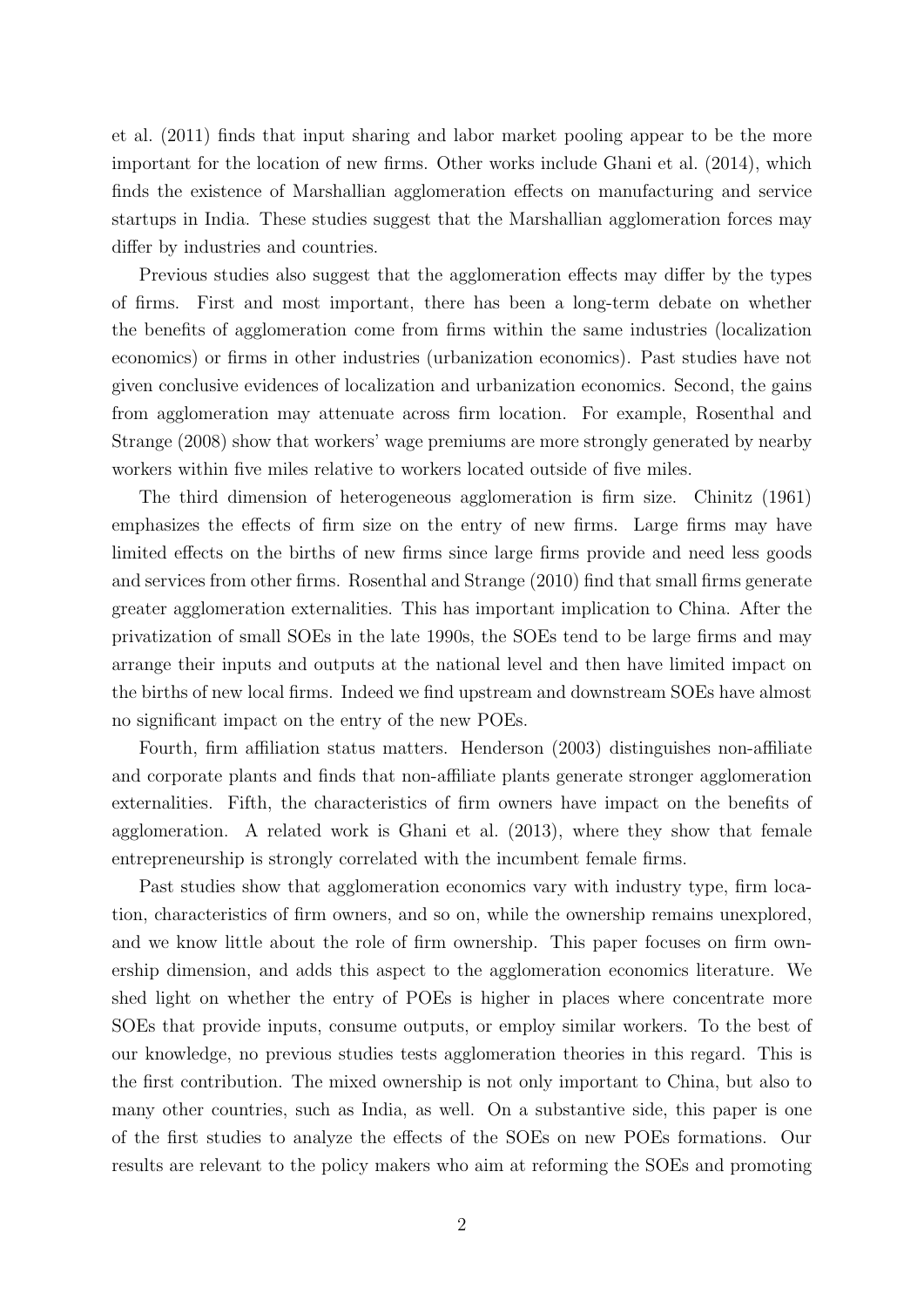et al. (2011) finds that input sharing and labor market pooling appear to be the more important for the location of new firms. Other works include Ghani et al. (2014), which finds the existence of Marshallian agglomeration effects on manufacturing and service startups in India. These studies suggest that the Marshallian agglomeration forces may differ by industries and countries.

Previous studies also suggest that the agglomeration effects may differ by the types of firms. First and most important, there has been a long-term debate on whether the benefits of agglomeration come from firms within the same industries (localization economics) or firms in other industries (urbanization economics). Past studies have not given conclusive evidences of localization and urbanization economics. Second, the gains from agglomeration may attenuate across firm location. For example, Rosenthal and Strange (2008) show that workers' wage premiums are more strongly generated by nearby workers within five miles relative to workers located outside of five miles.

The third dimension of heterogeneous agglomeration is firm size. Chinitz (1961) emphasizes the effects of firm size on the entry of new firms. Large firms may have limited effects on the births of new firms since large firms provide and need less goods and services from other firms. Rosenthal and Strange (2010) find that small firms generate greater agglomeration externalities. This has important implication to China. After the privatization of small SOEs in the late 1990s, the SOEs tend to be large firms and may arrange their inputs and outputs at the national level and then have limited impact on the births of new local firms. Indeed we find upstream and downstream SOEs have almost no significant impact on the entry of the new POEs.

Fourth, firm affiliation status matters. Henderson (2003) distinguishes non-affiliate and corporate plants and finds that non-affiliate plants generate stronger agglomeration externalities. Fifth, the characteristics of firm owners have impact on the benefits of agglomeration. A related work is Ghani et al. (2013), where they show that female entrepreneurship is strongly correlated with the incumbent female firms.

Past studies show that agglomeration economics vary with industry type, firm location, characteristics of firm owners, and so on, while the ownership remains unexplored, and we know little about the role of firm ownership. This paper focuses on firm ownership dimension, and adds this aspect to the agglomeration economics literature. We shed light on whether the entry of POEs is higher in places where concentrate more SOEs that provide inputs, consume outputs, or employ similar workers. To the best of our knowledge, no previous studies tests agglomeration theories in this regard. This is the first contribution. The mixed ownership is not only important to China, but also to many other countries, such as India, as well. On a substantive side, this paper is one of the first studies to analyze the effects of the SOEs on new POEs formations. Our results are relevant to the policy makers who aim at reforming the SOEs and promoting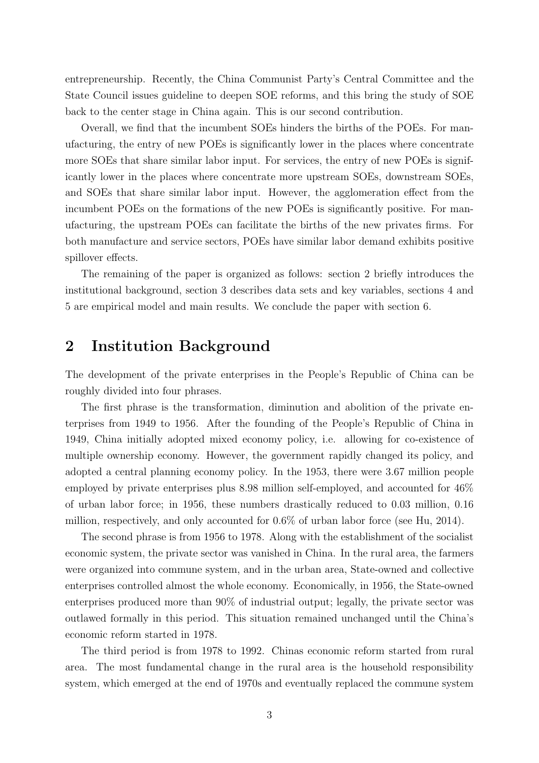entrepreneurship. Recently, the China Communist Party's Central Committee and the State Council issues guideline to deepen SOE reforms, and this bring the study of SOE back to the center stage in China again. This is our second contribution.

Overall, we find that the incumbent SOEs hinders the births of the POEs. For manufacturing, the entry of new POEs is significantly lower in the places where concentrate more SOEs that share similar labor input. For services, the entry of new POEs is significantly lower in the places where concentrate more upstream SOEs, downstream SOEs, and SOEs that share similar labor input. However, the agglomeration effect from the incumbent POEs on the formations of the new POEs is significantly positive. For manufacturing, the upstream POEs can facilitate the births of the new privates firms. For both manufacture and service sectors, POEs have similar labor demand exhibits positive spillover effects.

The remaining of the paper is organized as follows: section 2 briefly introduces the institutional background, section 3 describes data sets and key variables, sections 4 and 5 are empirical model and main results. We conclude the paper with section 6.

## 2 Institution Background

The development of the private enterprises in the People's Republic of China can be roughly divided into four phrases.

The first phrase is the transformation, diminution and abolition of the private enterprises from 1949 to 1956. After the founding of the People's Republic of China in 1949, China initially adopted mixed economy policy, i.e. allowing for co-existence of multiple ownership economy. However, the government rapidly changed its policy, and adopted a central planning economy policy. In the 1953, there were 3.67 million people employed by private enterprises plus 8.98 million self-employed, and accounted for 46% of urban labor force; in 1956, these numbers drastically reduced to 0.03 million, 0.16 million, respectively, and only accounted for 0.6% of urban labor force (see Hu, 2014).

The second phrase is from 1956 to 1978. Along with the establishment of the socialist economic system, the private sector was vanished in China. In the rural area, the farmers were organized into commune system, and in the urban area, State-owned and collective enterprises controlled almost the whole economy. Economically, in 1956, the State-owned enterprises produced more than 90% of industrial output; legally, the private sector was outlawed formally in this period. This situation remained unchanged until the China's economic reform started in 1978.

The third period is from 1978 to 1992. Chinas economic reform started from rural area. The most fundamental change in the rural area is the household responsibility system, which emerged at the end of 1970s and eventually replaced the commune system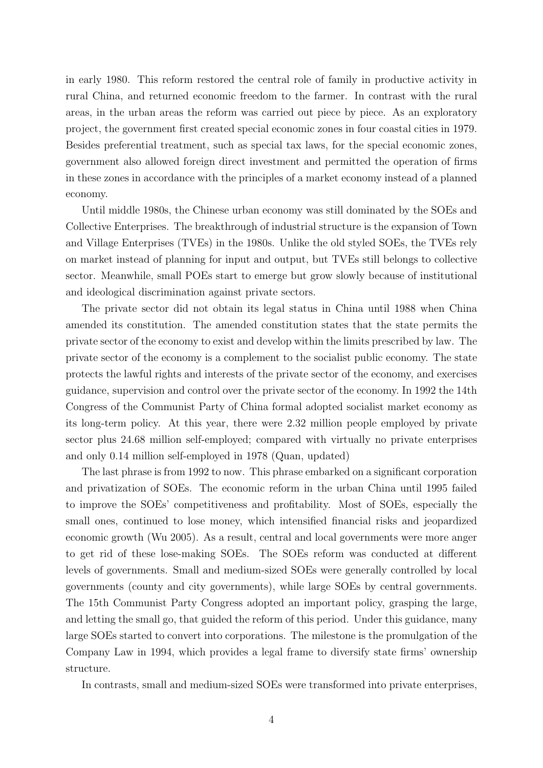in early 1980. This reform restored the central role of family in productive activity in rural China, and returned economic freedom to the farmer. In contrast with the rural areas, in the urban areas the reform was carried out piece by piece. As an exploratory project, the government first created special economic zones in four coastal cities in 1979. Besides preferential treatment, such as special tax laws, for the special economic zones, government also allowed foreign direct investment and permitted the operation of firms in these zones in accordance with the principles of a market economy instead of a planned economy.

Until middle 1980s, the Chinese urban economy was still dominated by the SOEs and Collective Enterprises. The breakthrough of industrial structure is the expansion of Town and Village Enterprises (TVEs) in the 1980s. Unlike the old styled SOEs, the TVEs rely on market instead of planning for input and output, but TVEs still belongs to collective sector. Meanwhile, small POEs start to emerge but grow slowly because of institutional and ideological discrimination against private sectors.

The private sector did not obtain its legal status in China until 1988 when China amended its constitution. The amended constitution states that the state permits the private sector of the economy to exist and develop within the limits prescribed by law. The private sector of the economy is a complement to the socialist public economy. The state protects the lawful rights and interests of the private sector of the economy, and exercises guidance, supervision and control over the private sector of the economy. In 1992 the 14th Congress of the Communist Party of China formal adopted socialist market economy as its long-term policy. At this year, there were 2.32 million people employed by private sector plus 24.68 million self-employed; compared with virtually no private enterprises and only 0.14 million self-employed in 1978 (Quan, updated)

The last phrase is from 1992 to now. This phrase embarked on a significant corporation and privatization of SOEs. The economic reform in the urban China until 1995 failed to improve the SOEs' competitiveness and profitability. Most of SOEs, especially the small ones, continued to lose money, which intensified financial risks and jeopardized economic growth (Wu 2005). As a result, central and local governments were more anger to get rid of these lose-making SOEs. The SOEs reform was conducted at different levels of governments. Small and medium-sized SOEs were generally controlled by local governments (county and city governments), while large SOEs by central governments. The 15th Communist Party Congress adopted an important policy, grasping the large, and letting the small go, that guided the reform of this period. Under this guidance, many large SOEs started to convert into corporations. The milestone is the promulgation of the Company Law in 1994, which provides a legal frame to diversify state firms' ownership structure.

In contrasts, small and medium-sized SOEs were transformed into private enterprises,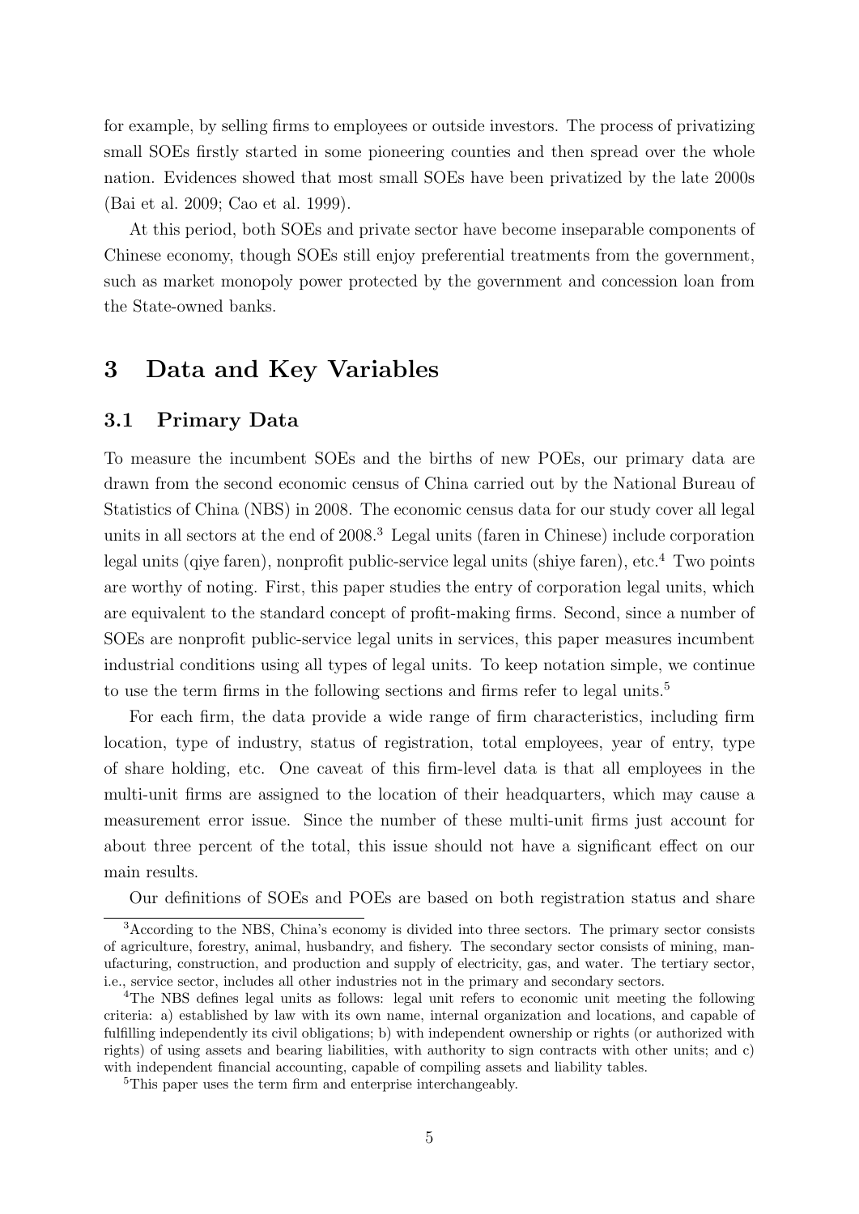for example, by selling firms to employees or outside investors. The process of privatizing small SOEs firstly started in some pioneering counties and then spread over the whole nation. Evidences showed that most small SOEs have been privatized by the late 2000s (Bai et al. 2009; Cao et al. 1999).

At this period, both SOEs and private sector have become inseparable components of Chinese economy, though SOEs still enjoy preferential treatments from the government, such as market monopoly power protected by the government and concession loan from the State-owned banks.

# 3 Data and Key Variables

## 3.1 Primary Data

To measure the incumbent SOEs and the births of new POEs, our primary data are drawn from the second economic census of China carried out by the National Bureau of Statistics of China (NBS) in 2008. The economic census data for our study cover all legal units in all sectors at the end of 2008.[3] Legal units (faren in Chinese) include corporation legal units (qiye faren), nonprofit public-service legal units (shiye faren), etc.[4] Two points are worthy of noting. First, this paper studies the entry of corporation legal units, which are equivalent to the standard concept of profit-making firms. Second, since a number of SOEs are nonprofit public-service legal units in services, this paper measures incumbent industrial conditions using all types of legal units. To keep notation simple, we continue to use the term firms in the following sections and firms refer to legal units.[5]

For each firm, the data provide a wide range of firm characteristics, including firm location, type of industry, status of registration, total employees, year of entry, type of share holding, etc. One caveat of this firm-level data is that all employees in the multi-unit firms are assigned to the location of their headquarters, which may cause a measurement error issue. Since the number of these multi-unit firms just account for about three percent of the total, this issue should not have a significant effect on our main results.

Our definitions of SOEs and POEs are based on both registration status and share

---

[3] According to the NBS, China's economy is divided into three sectors. The primary sector consists of agriculture, forestry, animal, husbandry, and fishery. The secondary sector consists of mining, manufacturing, construction, and production and supply of electricity, gas, and water. The tertiary sector, i.e., service sector, includes all other industries not in the primary and secondary sectors.

[4] The NBS defines legal units as follows: legal unit refers to economic unit meeting the following criteria: a) established by law with its own name, internal organization and locations, and capable of fulfilling independently its civil obligations; b) with independent ownership or rights (or authorized with rights) of using assets and bearing liabilities, with authority to sign contracts with other units; and c) with independent financial accounting, capable of compiling assets and liability tables.

[5] This paper uses the term firm and enterprise interchangeably.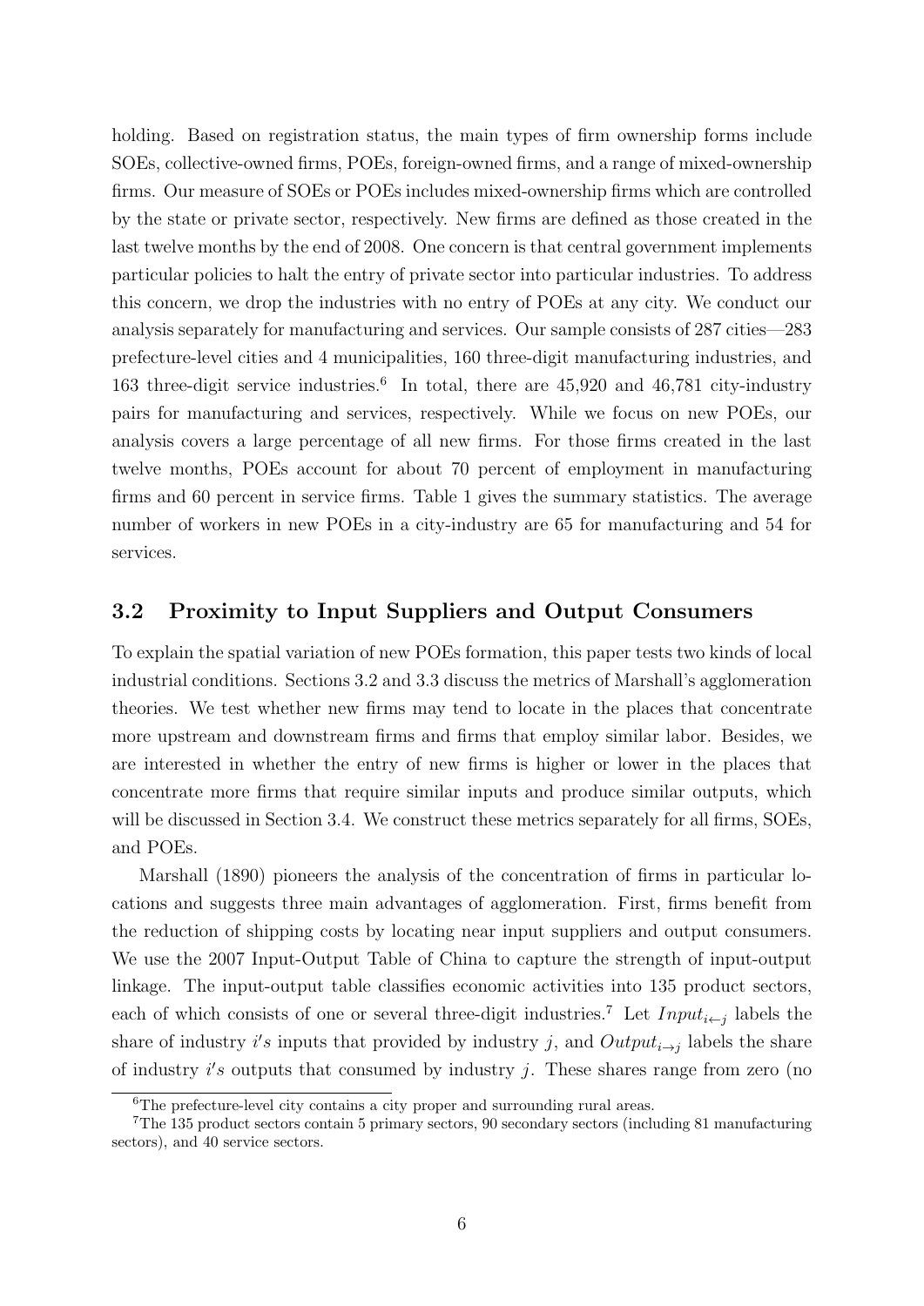holding. Based on registration status, the main types of firm ownership forms include SOEs, collective-owned firms, POEs, foreign-owned firms, and a range of mixed-ownership firms. Our measure of SOEs or POEs includes mixed-ownership firms which are controlled by the state or private sector, respectively. New firms are defined as those created in the last twelve months by the end of 2008. One concern is that central government implements particular policies to halt the entry of private sector into particular industries. To address this concern, we drop the industries with no entry of POEs at any city. We conduct our analysis separately for manufacturing and services. Our sample consists of 287 cities—283 prefecture-level cities and 4 municipalities, 160 three-digit manufacturing industries, and 163 three-digit service industries.[6] In total, there are 45,920 and 46,781 city-industry pairs for manufacturing and services, respectively. While we focus on new POEs, our analysis covers a large percentage of all new firms. For those firms created in the last twelve months, POEs account for about 70 percent of employment in manufacturing firms and 60 percent in service firms. Table 1 gives the summary statistics. The average number of workers in new POEs in a city-industry are 65 for manufacturing and 54 for services.

## 3.2 Proximity to Input Suppliers and Output Consumers

To explain the spatial variation of new POEs formation, this paper tests two kinds of local industrial conditions. Sections 3.2 and 3.3 discuss the metrics of Marshall's agglomeration theories. We test whether new firms may tend to locate in the places that concentrate more upstream and downstream firms and firms that employ similar labor. Besides, we are interested in whether the entry of new firms is higher or lower in the places that concentrate more firms that require similar inputs and produce similar outputs, which will be discussed in Section 3.4. We construct these metrics separately for all firms, SOEs, and POEs.

Marshall (1890) pioneers the analysis of the concentration of firms in particular locations and suggests three main advantages of agglomeration. First, firms benefit from the reduction of shipping costs by locating near input suppliers and output consumers. We use the 2007 Input-Output Table of China to capture the strength of input-output linkage. The input-output table classifies economic activities into 135 product sectors, each of which consists of one or several three-digit industries.[7] Let $Input_{i \leftarrow j}$ labels the share of industry $i's$ inputs that provided by industry $j$, and $Output_{i \rightarrow j}$ labels the share of industry $i's$ outputs that consumed by industry $j$. These shares range from zero (no

[6]The prefecture-level city contains a city proper and surrounding rural areas.

[7]The 135 product sectors contain 5 primary sectors, 90 secondary sectors (including 81 manufacturing sectors), and 40 service sectors.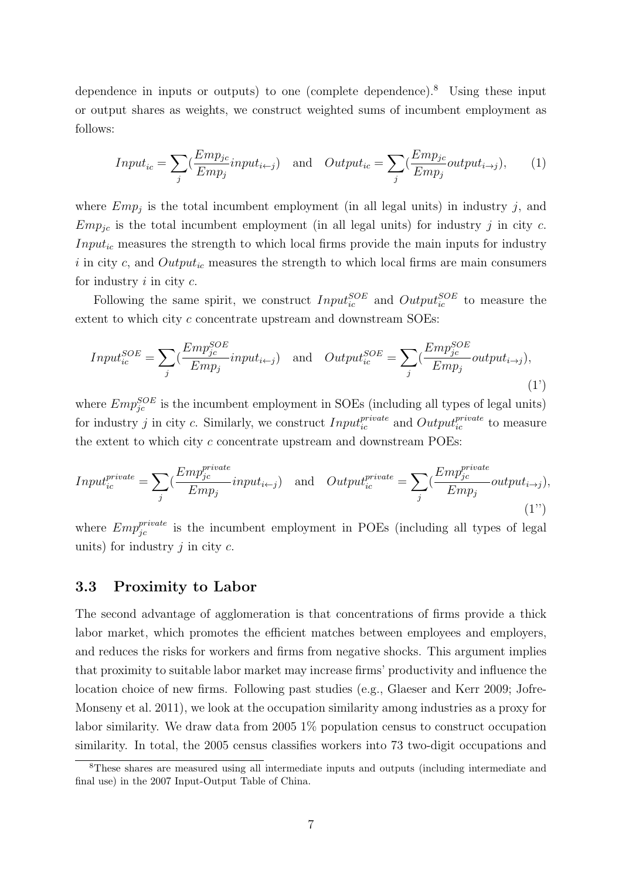dependence in inputs or outputs) to one (complete dependence).[8] Using these input or output shares as weights, we construct weighted sums of incumbent employment as follows:

$$Input_{ic} = \sum_j \left(\frac{Emp_{jc}}{Emp_j} input_{i\leftarrow j}\right) \quad \text{and} \quad Output_{ic} = \sum_j \left(\frac{Emp_{jc}}{Emp_j} output_{i\rightarrow j}\right), \tag{1}$$

where $Emp_j$ is the total incumbent employment (in all legal units) in industry $j$, and $Emp_{jc}$ is the total incumbent employment (in all legal units) for industry $j$ in city $c$. $Input_{ic}$ measures the strength to which local firms provide the main inputs for industry $i$ in city $c$, and $Output_{ic}$ measures the strength to which local firms are main consumers for industry $i$ in city $c$.

Following the same spirit, we construct $Input_{ic}^{SOE}$ and $Output_{ic}^{SOE}$ to measure the extent to which city $c$ concentrate upstream and downstream SOEs:

$$Input_{ic}^{SOE} = \sum_j \left(\frac{Emp_{jc}^{SOE}}{Emp_j} input_{i\leftarrow j}\right) \quad \text{and} \quad Output_{ic}^{SOE} = \sum_j \left(\frac{Emp_{jc}^{SOE}}{Emp_j} output_{i\rightarrow j}\right), \tag{1'}$$

where $Emp_{jc}^{SOE}$ is the incumbent employment in SOEs (including all types of legal units) for industry $j$ in city $c$. Similarly, we construct $Input_{ic}^{private}$ and $Output_{ic}^{private}$ to measure the extent to which city $c$ concentrate upstream and downstream POEs:

$$Input_{ic}^{private} = \sum_j \left(\frac{Emp_{jc}^{private}}{Emp_j} input_{i\leftarrow j}\right) \quad \text{and} \quad Output_{ic}^{private} = \sum_j \left(\frac{Emp_{jc}^{private}}{Emp_j} output_{i\rightarrow j}\right), \tag{1''}$$

where $Emp_{jc}^{private}$ is the incumbent employment in POEs (including all types of legal units) for industry $j$ in city $c$.

### 3.3 Proximity to Labor

The second advantage of agglomeration is that concentrations of firms provide a thick labor market, which promotes the efficient matches between employees and employers, and reduces the risks for workers and firms from negative shocks. This argument implies that proximity to suitable labor market may increase firms' productivity and influence the location choice of new firms. Following past studies (e.g., Glaeser and Kerr 2009; Jofre-Monseny et al. 2011), we look at the occupation similarity among industries as a proxy for labor similarity. We draw data from 2005 1% population census to construct occupation similarity. In total, the 2005 census classifies workers into 73 two-digit occupations and

[8] These shares are measured using all intermediate inputs and outputs (including intermediate and final use) in the 2007 Input-Output Table of China.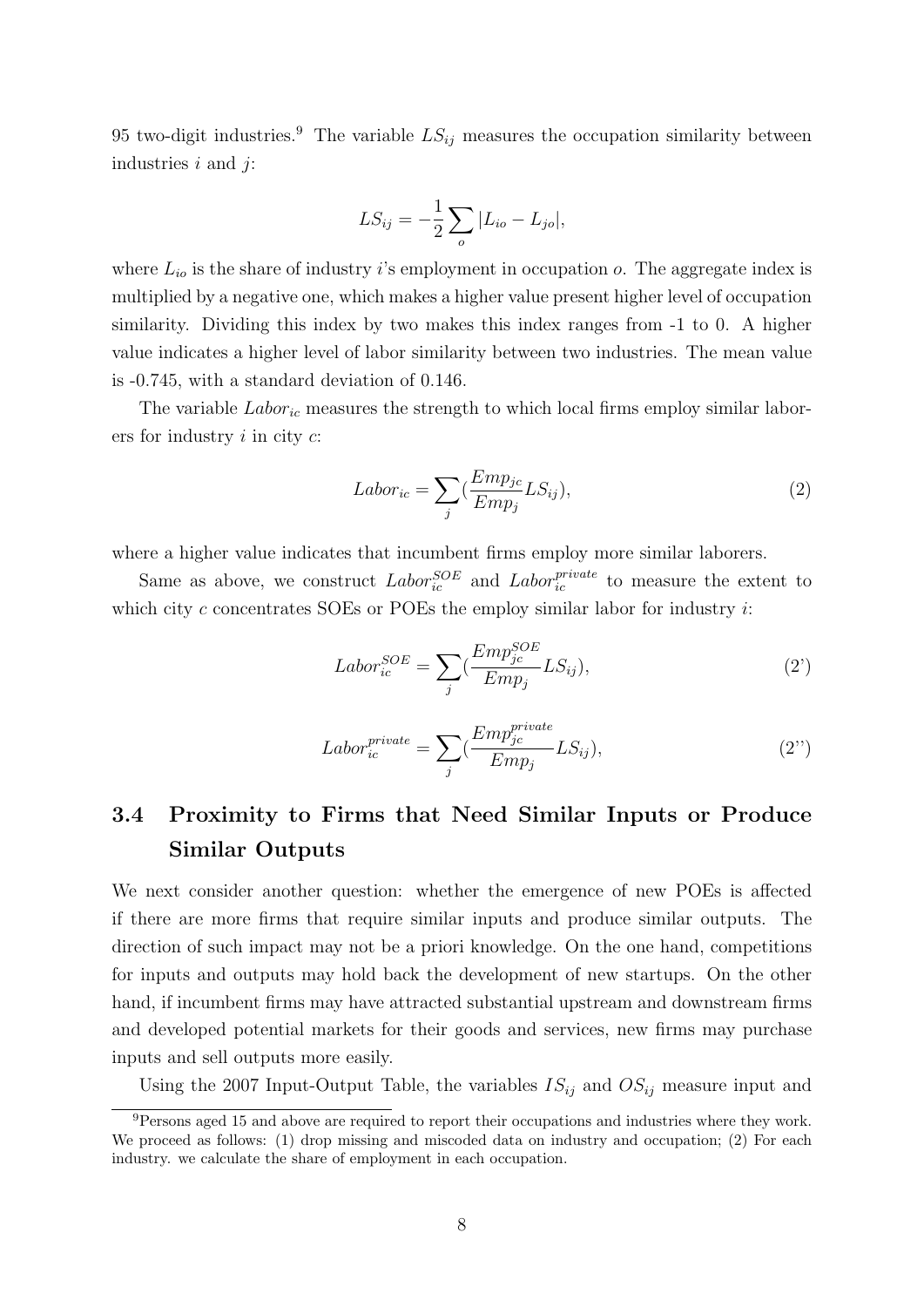95 two-digit industries.[9] The variable $LS_{ij}$ measures the occupation similarity between industries $i$ and $j$:

$$LS_{ij} = -\frac{1}{2}\sum_{o}|L_{io} - L_{jo}|,$$

where $L_{io}$ is the share of industry $i$'s employment in occupation $o$. The aggregate index is multiplied by a negative one, which makes a higher value present higher level of occupation similarity. Dividing this index by two makes this index ranges from -1 to 0. A higher value indicates a higher level of labor similarity between two industries. The mean value is -0.745, with a standard deviation of 0.146.

The variable $Labor_{ic}$ measures the strength to which local firms employ similar laborers for industry $i$ in city $c$:

$$Labor_{ic} = \sum_{j}(\frac{Emp_{jc}}{Emp_{j}}LS_{ij}), \tag{2}$$

where a higher value indicates that incumbent firms employ more similar laborers.

Same as above, we construct $Labor_{ic}^{SOE}$ and $Labor_{ic}^{private}$ to measure the extent to which city $c$ concentrates SOEs or POEs the employ similar labor for industry $i$:

$$Labor_{ic}^{SOE} = \sum_{j}(\frac{Emp_{jc}^{SOE}}{Emp_{j}}LS_{ij}), \tag{2'}$$

$$Labor_{ic}^{private} = \sum_{j}(\frac{Emp_{jc}^{private}}{Emp_{j}}LS_{ij}), \tag{2''}$$

### 3.4 Proximity to Firms that Need Similar Inputs or Produce Similar Outputs

We next consider another question: whether the emergence of new POEs is affected if there are more firms that require similar inputs and produce similar outputs. The direction of such impact may not be a priori knowledge. On the one hand, competitions for inputs and outputs may hold back the development of new startups. On the other hand, if incumbent firms may have attracted substantial upstream and downstream firms and developed potential markets for their goods and services, new firms may purchase inputs and sell outputs more easily.

Using the 2007 Input-Output Table, the variables $IS_{ij}$ and $OS_{ij}$ measure input and

[9] Persons aged 15 and above are required to report their occupations and industries where they work. We proceed as follows: (1) drop missing and miscoded data on industry and occupation; (2) For each industry. we calculate the share of employment in each occupation.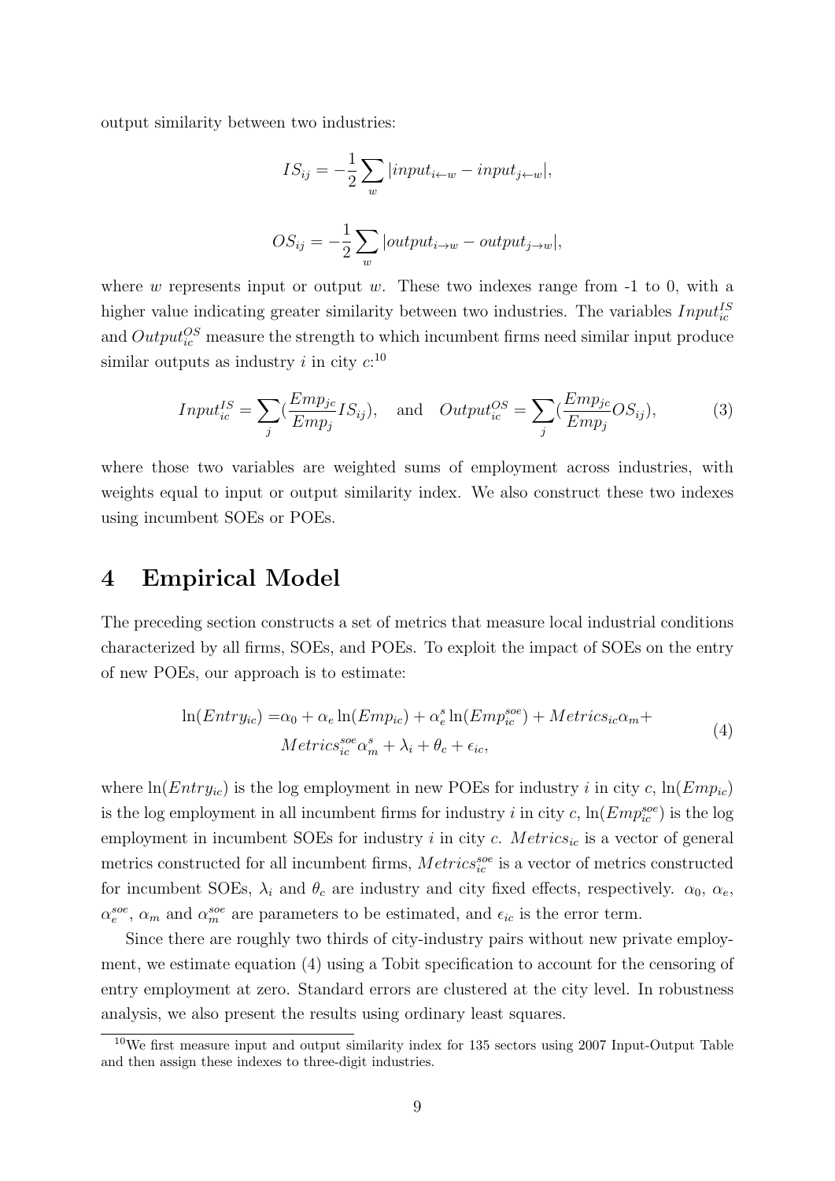output similarity between two industries:

$$IS_{ij} = -\frac{1}{2}\sum_{w} |input_{i\leftarrow w} - input_{j\leftarrow w}|,$$

$$OS_{ij} = -\frac{1}{2}\sum_{w} |output_{i\rightarrow w} - output_{j\rightarrow w}|,$$

where $w$ represents input or output $w$. These two indexes range from -1 to 0, with a higher value indicating greater similarity between two industries. The variables $Input_{ic}^{IS}$ and $Output_{ic}^{OS}$ measure the strength to which incumbent firms need similar input produce similar outputs as industry $i$ in city $c$:[10]

$$Input_{ic}^{IS} = \sum_{j}(\frac{Emp_{jc}}{Emp_j}IS_{ij}), \quad \text{and} \quad Output_{ic}^{OS} = \sum_{j}(\frac{Emp_{jc}}{Emp_j}OS_{ij}), \tag{3}$$

where those two variables are weighted sums of employment across industries, with weights equal to input or output similarity index. We also construct these two indexes using incumbent SOEs or POEs.

# 4 Empirical Model

The preceding section constructs a set of metrics that measure local industrial conditions characterized by all firms, SOEs, and POEs. To exploit the impact of SOEs on the entry of new POEs, our approach is to estimate:

$$\begin{aligned} \ln(Entry_{ic}) =& \alpha_0 + \alpha_e \ln(Emp_{ic}) + \alpha_e^s \ln(Emp_{ic}^{soe}) + Metrics_{ic}\alpha_m + \\ & Metrics_{ic}^{soe}\alpha_m^s + \lambda_i + \theta_c + \epsilon_{ic}, \end{aligned} \tag{4}$$

where $\ln(Entry_{ic})$ is the log employment in new POEs for industry $i$ in city $c$, $\ln(Emp_{ic})$ is the log employment in all incumbent firms for industry $i$ in city $c$, $\ln(Emp_{ic}^{soe})$ is the log employment in incumbent SOEs for industry $i$ in city $c$. $Metrics_{ic}$ is a vector of general metrics constructed for all incumbent firms, $Metrics_{ic}^{soe}$ is a vector of metrics constructed for incumbent SOEs, $\lambda_i$ and $\theta_c$ are industry and city fixed effects, respectively. $\alpha_0$, $\alpha_e$, $\alpha_e^{soe}$, $\alpha_m$ and $\alpha_m^{soe}$ are parameters to be estimated, and $\epsilon_{ic}$ is the error term.

Since there are roughly two thirds of city-industry pairs without new private employment, we estimate equation (4) using a Tobit specification to account for the censoring of entry employment at zero. Standard errors are clustered at the city level. In robustness analysis, we also present the results using ordinary least squares.

[10] We first measure input and output similarity index for 135 sectors using 2007 Input-Output Table and then assign these indexes to three-digit industries.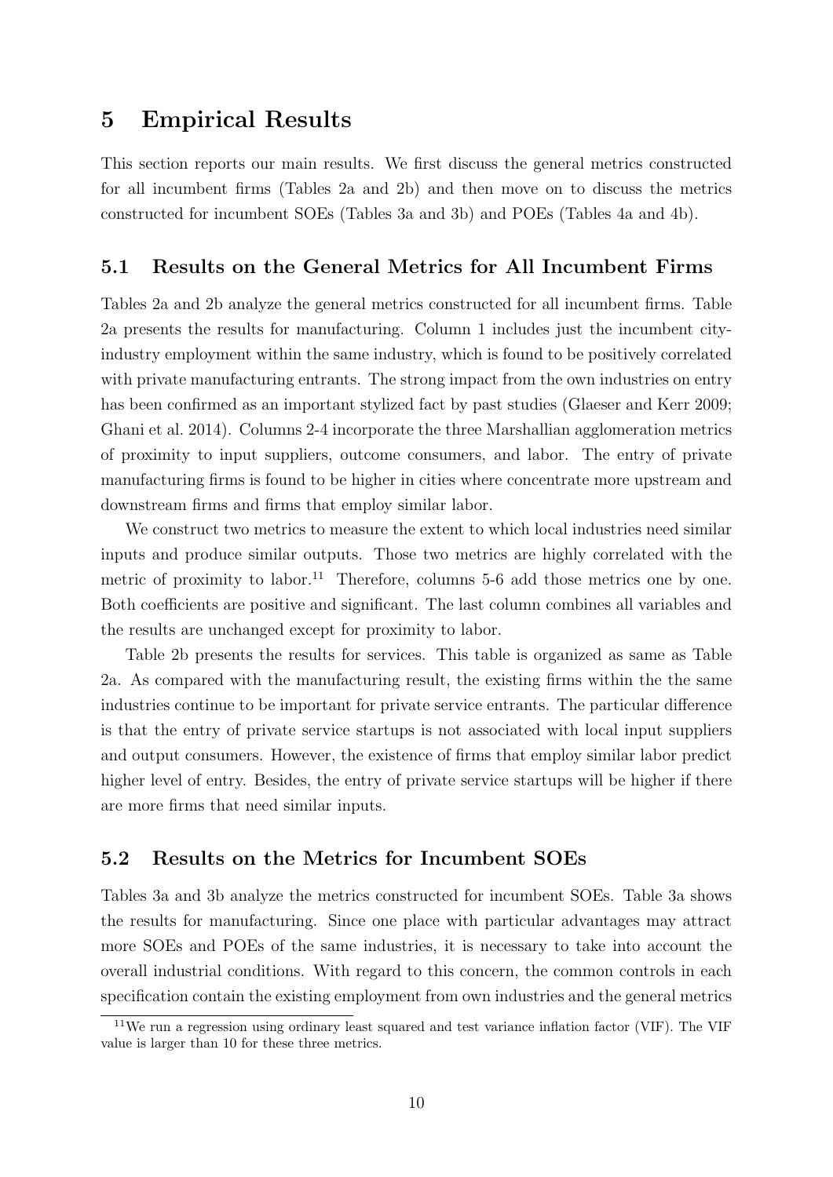# 5 Empirical Results

This section reports our main results. We first discuss the general metrics constructed for all incumbent firms (Tables 2a and 2b) and then move on to discuss the metrics constructed for incumbent SOEs (Tables 3a and 3b) and POEs (Tables 4a and 4b).

## 5.1 Results on the General Metrics for All Incumbent Firms

Tables 2a and 2b analyze the general metrics constructed for all incumbent firms. Table 2a presents the results for manufacturing. Column 1 includes just the incumbent city-industry employment within the same industry, which is found to be positively correlated with private manufacturing entrants. The strong impact from the own industries on entry has been confirmed as an important stylized fact by past studies (Glaeser and Kerr 2009; Ghani et al. 2014). Columns 2-4 incorporate the three Marshallian agglomeration metrics of proximity to input suppliers, outcome consumers, and labor. The entry of private manufacturing firms is found to be higher in cities where concentrate more upstream and downstream firms and firms that employ similar labor.

We construct two metrics to measure the extent to which local industries need similar inputs and produce similar outputs. Those two metrics are highly correlated with the metric of proximity to labor.[11] Therefore, columns 5-6 add those metrics one by one. Both coefficients are positive and significant. The last column combines all variables and the results are unchanged except for proximity to labor.

Table 2b presents the results for services. This table is organized as same as Table 2a. As compared with the manufacturing result, the existing firms within the the same industries continue to be important for private service entrants. The particular difference is that the entry of private service startups is not associated with local input suppliers and output consumers. However, the existence of firms that employ similar labor predict higher level of entry. Besides, the entry of private service startups will be higher if there are more firms that need similar inputs.

## 5.2 Results on the Metrics for Incumbent SOEs

Tables 3a and 3b analyze the metrics constructed for incumbent SOEs. Table 3a shows the results for manufacturing. Since one place with particular advantages may attract more SOEs and POEs of the same industries, it is necessary to take into account the overall industrial conditions. With regard to this concern, the common controls in each specification contain the existing employment from own industries and the general metrics

[11] We run a regression using ordinary least squared and test variance inflation factor (VIF). The VIF value is larger than 10 for these three metrics.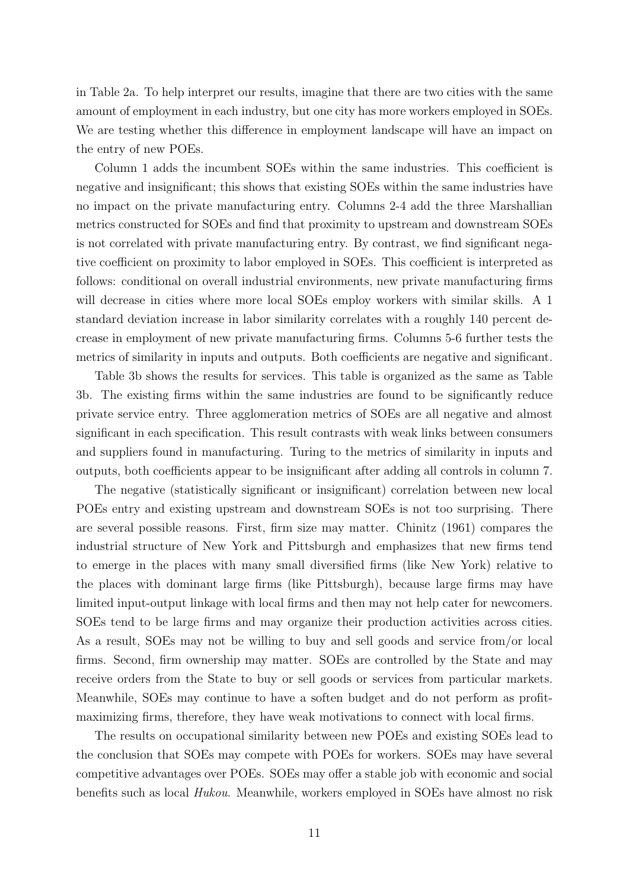in Table 2a. To help interpret our results, imagine that there are two cities with the same amount of employment in each industry, but one city has more workers employed in SOEs. We are testing whether this difference in employment landscape will have an impact on the entry of new POEs.

Column 1 adds the incumbent SOEs within the same industries. This coefficient is negative and insignificant; this shows that existing SOEs within the same industries have no impact on the private manufacturing entry. Columns 2-4 add the three Marshallian metrics constructed for SOEs and find that proximity to upstream and downstream SOEs is not correlated with private manufacturing entry. By contrast, we find significant negative coefficient on proximity to labor employed in SOEs. This coefficient is interpreted as follows: conditional on overall industrial environments, new private manufacturing firms will decrease in cities where more local SOEs employ workers with similar skills. A 1 standard deviation increase in labor similarity correlates with a roughly 140 percent decrease in employment of new private manufacturing firms. Columns 5-6 further tests the metrics of similarity in inputs and outputs. Both coefficients are negative and significant.

Table 3b shows the results for services. This table is organized as the same as Table 3b. The existing firms within the same industries are found to be significantly reduce private service entry. Three agglomeration metrics of SOEs are all negative and almost significant in each specification. This result contrasts with weak links between consumers and suppliers found in manufacturing. Turing to the metrics of similarity in inputs and outputs, both coefficients appear to be insignificant after adding all controls in column 7.

The negative (statistically significant or insignificant) correlation between new local POEs entry and existing upstream and downstream SOEs is not too surprising. There are several possible reasons. First, firm size may matter. Chinitz (1961) compares the industrial structure of New York and Pittsburgh and emphasizes that new firms tend to emerge in the places with many small diversified firms (like New York) relative to the places with dominant large firms (like Pittsburgh), because large firms may have limited input-output linkage with local firms and then may not help cater for newcomers. SOEs tend to be large firms and may organize their production activities across cities. As a result, SOEs may not be willing to buy and sell goods and service from/or local firms. Second, firm ownership may matter. SOEs are controlled by the State and may receive orders from the State to buy or sell goods or services from particular markets. Meanwhile, SOEs may continue to have a soften budget and do not perform as profit-maximizing firms, therefore, they have weak motivations to connect with local firms.

The results on occupational similarity between new POEs and existing SOEs lead to the conclusion that SOEs may compete with POEs for workers. SOEs may have several competitive advantages over POEs. SOEs may offer a stable job with economic and social benefits such as local *Hukou*. Meanwhile, workers employed in SOEs have almost no risk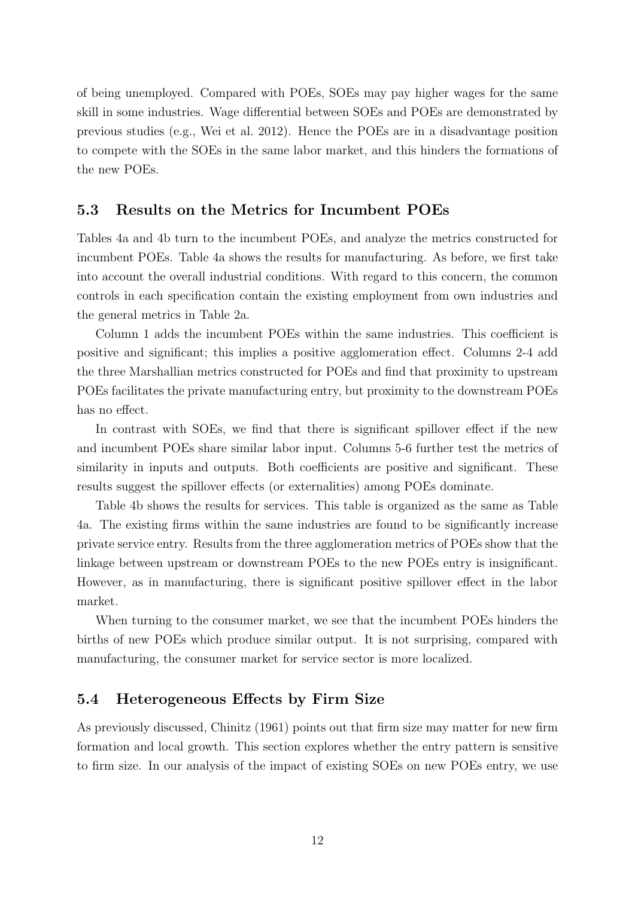of being unemployed. Compared with POEs, SOEs may pay higher wages for the same skill in some industries. Wage differential between SOEs and POEs are demonstrated by previous studies (e.g., Wei et al. 2012). Hence the POEs are in a disadvantage position to compete with the SOEs in the same labor market, and this hinders the formations of the new POEs.

### 5.3 Results on the Metrics for Incumbent POEs

Tables 4a and 4b turn to the incumbent POEs, and analyze the metrics constructed for incumbent POEs. Table 4a shows the results for manufacturing. As before, we first take into account the overall industrial conditions. With regard to this concern, the common controls in each specification contain the existing employment from own industries and the general metrics in Table 2a.

Column 1 adds the incumbent POEs within the same industries. This coefficient is positive and significant; this implies a positive agglomeration effect. Columns 2-4 add the three Marshallian metrics constructed for POEs and find that proximity to upstream POEs facilitates the private manufacturing entry, but proximity to the downstream POEs has no effect.

In contrast with SOEs, we find that there is significant spillover effect if the new and incumbent POEs share similar labor input. Columns 5-6 further test the metrics of similarity in inputs and outputs. Both coefficients are positive and significant. These results suggest the spillover effects (or externalities) among POEs dominate.

Table 4b shows the results for services. This table is organized as the same as Table 4a. The existing firms within the same industries are found to be significantly increase private service entry. Results from the three agglomeration metrics of POEs show that the linkage between upstream or downstream POEs to the new POEs entry is insignificant. However, as in manufacturing, there is significant positive spillover effect in the labor market.

When turning to the consumer market, we see that the incumbent POEs hinders the births of new POEs which produce similar output. It is not surprising, compared with manufacturing, the consumer market for service sector is more localized.

### 5.4 Heterogeneous Effects by Firm Size

As previously discussed, Chinitz (1961) points out that firm size may matter for new firm formation and local growth. This section explores whether the entry pattern is sensitive to firm size. In our analysis of the impact of existing SOEs on new POEs entry, we use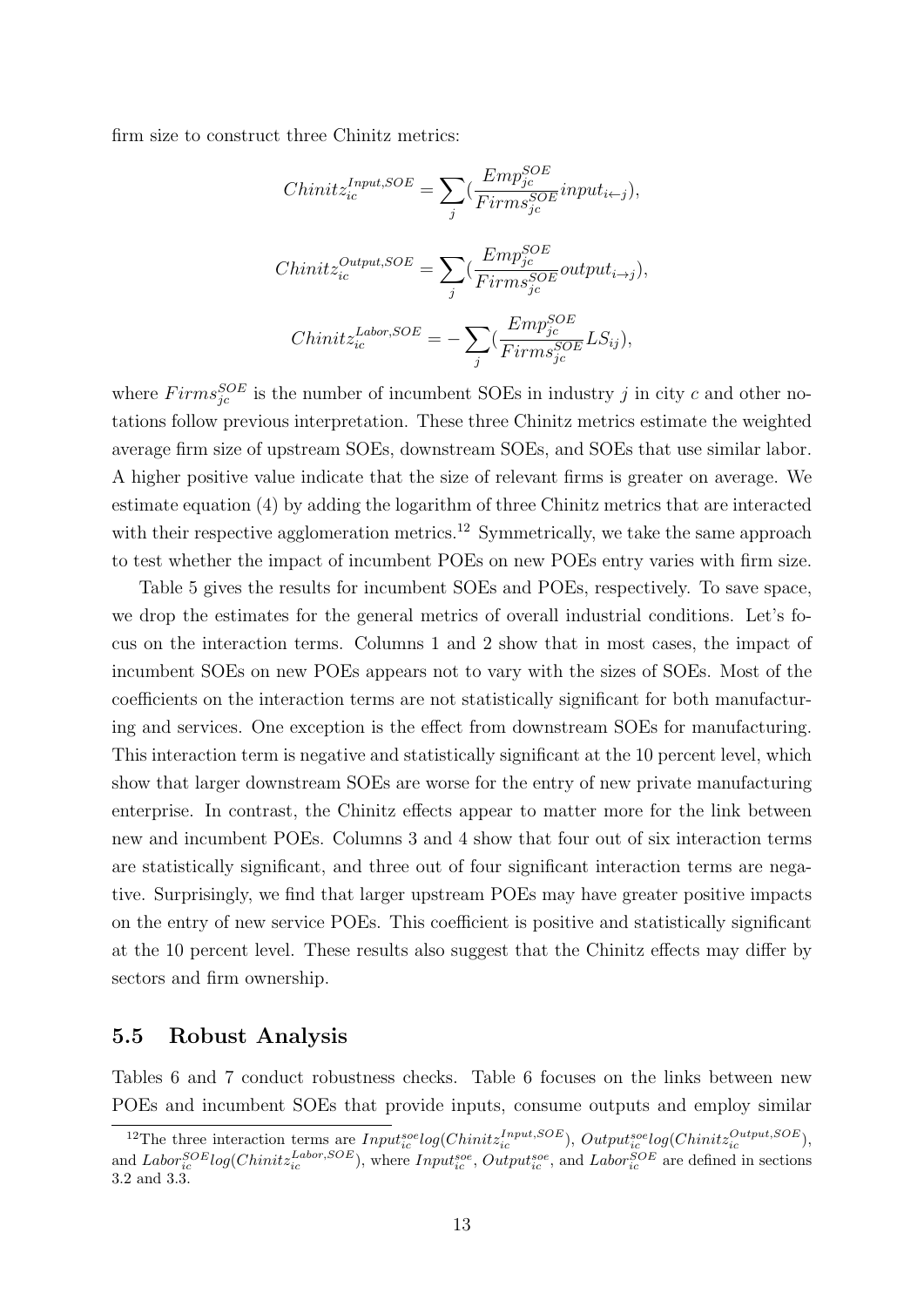firm size to construct three Chinitz metrics:

$$Chinitz_{ic}^{Input,SOE} = \sum_{j} (\frac{Emp_{jc}^{SOE}}{Firms_{jc}^{SOE}} input_{i \leftarrow j}),$$

$$Chinitz_{ic}^{Output,SOE} = \sum_{j} (\frac{Emp_{jc}^{SOE}}{Firms_{jc}^{SOE}} output_{i \rightarrow j}),$$

$$Chinitz_{ic}^{Labor,SOE} = -\sum_{j} (\frac{Emp_{jc}^{SOE}}{Firms_{jc}^{SOE}} LS_{ij}),$$

where $Firms_{jc}^{SOE}$ is the number of incumbent SOEs in industry $j$ in city $c$ and other notations follow previous interpretation. These three Chinitz metrics estimate the weighted average firm size of upstream SOEs, downstream SOEs, and SOEs that use similar labor. A higher positive value indicate that the size of relevant firms is greater on average. We estimate equation (4) by adding the logarithm of three Chinitz metrics that are interacted with their respective agglomeration metrics.[12] Symmetrically, we take the same approach to test whether the impact of incumbent POEs on new POEs entry varies with firm size.

Table 5 gives the results for incumbent SOEs and POEs, respectively. To save space, we drop the estimates for the general metrics of overall industrial conditions. Let's focus on the interaction terms. Columns 1 and 2 show that in most cases, the impact of incumbent SOEs on new POEs appears not to vary with the sizes of SOEs. Most of the coefficients on the interaction terms are not statistically significant for both manufacturing and services. One exception is the effect from downstream SOEs for manufacturing. This interaction term is negative and statistically significant at the 10 percent level, which show that larger downstream SOEs are worse for the entry of new private manufacturing enterprise. In contrast, the Chinitz effects appear to matter more for the link between new and incumbent POEs. Columns 3 and 4 show that four out of six interaction terms are statistically significant, and three out of four significant interaction terms are negative. Surprisingly, we find that larger upstream POEs may have greater positive impacts on the entry of new service POEs. This coefficient is positive and statistically significant at the 10 percent level. These results also suggest that the Chinitz effects may differ by sectors and firm ownership.

### 5.5 Robust Analysis

Tables 6 and 7 conduct robustness checks. Table 6 focuses on the links between new POEs and incumbent SOEs that provide inputs, consume outputs and employ similar

[12] The three interaction terms are $Input_{ic}^{soe} log(Chinitz_{ic}^{Input,SOE})$, $Output_{ic}^{soe} log(Chinitz_{ic}^{Output,SOE})$, and $Labor_{ic}^{SOE} log(Chinitz_{ic}^{Labor,SOE})$, where $Input_{ic}^{soe}$, $Output_{ic}^{soe}$, and $Labor_{ic}^{SOE}$ are defined in sections 3.2 and 3.3.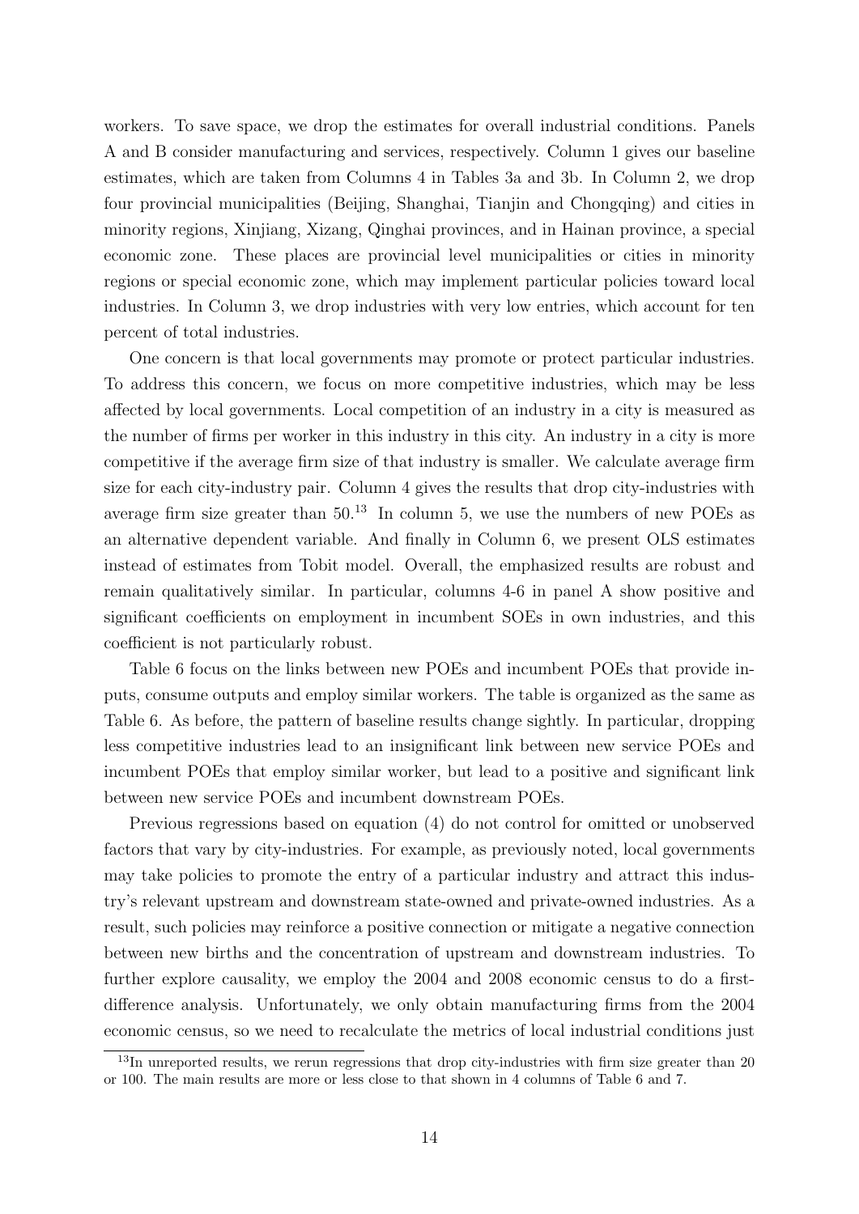workers. To save space, we drop the estimates for overall industrial conditions. Panels A and B consider manufacturing and services, respectively. Column 1 gives our baseline estimates, which are taken from Columns 4 in Tables 3a and 3b. In Column 2, we drop four provincial municipalities (Beijing, Shanghai, Tianjin and Chongqing) and cities in minority regions, Xinjiang, Xizang, Qinghai provinces, and in Hainan province, a special economic zone. These places are provincial level municipalities or cities in minority regions or special economic zone, which may implement particular policies toward local industries. In Column 3, we drop industries with very low entries, which account for ten percent of total industries.

One concern is that local governments may promote or protect particular industries. To address this concern, we focus on more competitive industries, which may be less affected by local governments. Local competition of an industry in a city is measured as the number of firms per worker in this industry in this city. An industry in a city is more competitive if the average firm size of that industry is smaller. We calculate average firm size for each city-industry pair. Column 4 gives the results that drop city-industries with average firm size greater than 50.[13] In column 5, we use the numbers of new POEs as an alternative dependent variable. And finally in Column 6, we present OLS estimates instead of estimates from Tobit model. Overall, the emphasized results are robust and remain qualitatively similar. In particular, columns 4-6 in panel A show positive and significant coefficients on employment in incumbent SOEs in own industries, and this coefficient is not particularly robust.

Table 6 focus on the links between new POEs and incumbent POEs that provide inputs, consume outputs and employ similar workers. The table is organized as the same as Table 6. As before, the pattern of baseline results change sightly. In particular, dropping less competitive industries lead to an insignificant link between new service POEs and incumbent POEs that employ similar worker, but lead to a positive and significant link between new service POEs and incumbent downstream POEs.

Previous regressions based on equation (4) do not control for omitted or unobserved factors that vary by city-industries. For example, as previously noted, local governments may take policies to promote the entry of a particular industry and attract this industry's relevant upstream and downstream state-owned and private-owned industries. As a result, such policies may reinforce a positive connection or mitigate a negative connection between new births and the concentration of upstream and downstream industries. To further explore causality, we employ the 2004 and 2008 economic census to do a first-difference analysis. Unfortunately, we only obtain manufacturing firms from the 2004 economic census, so we need to recalculate the metrics of local industrial conditions just

[13] In unreported results, we rerun regressions that drop city-industries with firm size greater than 20 or 100. The main results are more or less close to that shown in 4 columns of Table 6 and 7.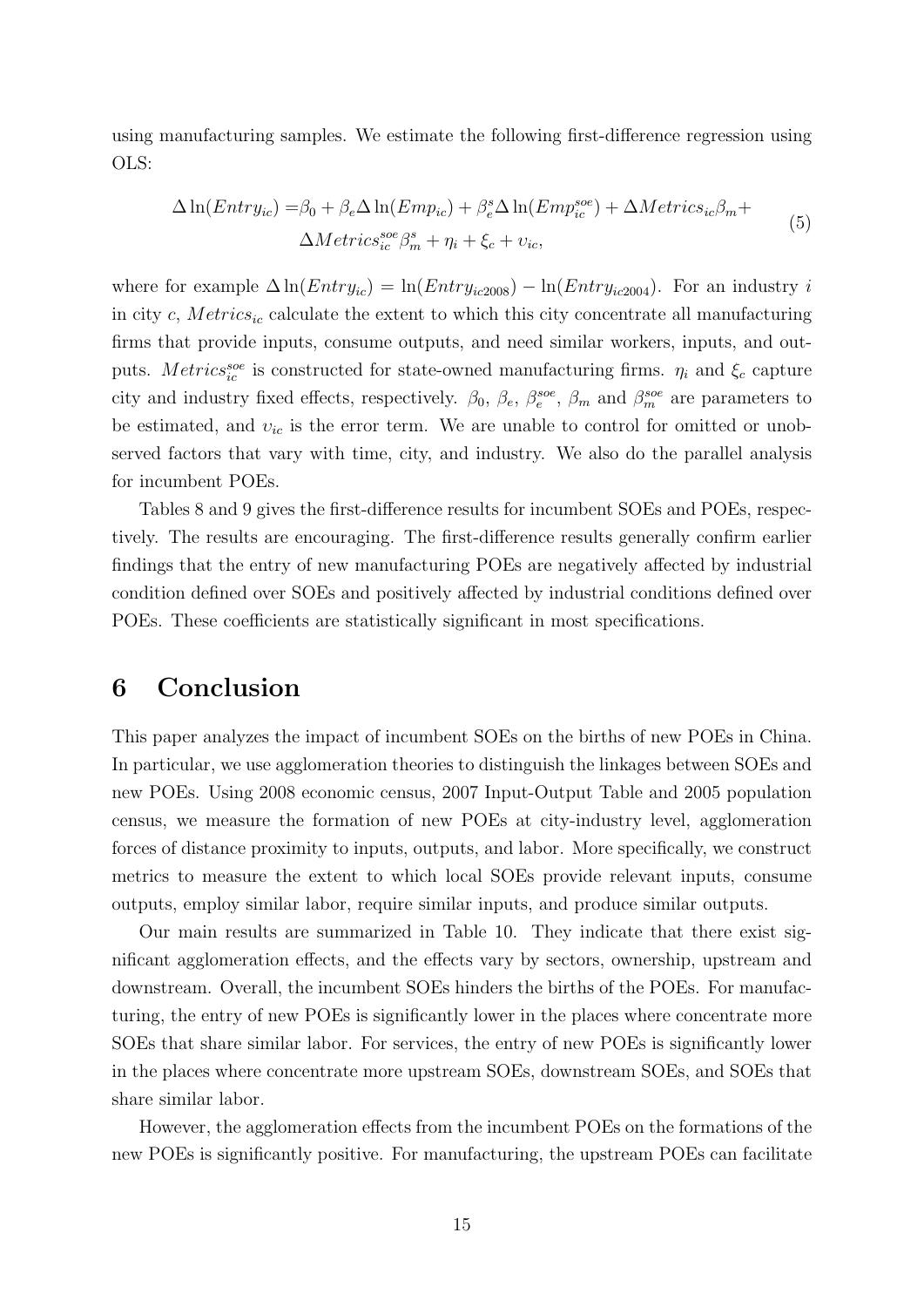using manufacturing samples. We estimate the following first-difference regression using OLS:

$$
\begin{aligned}
\Delta \ln(Entry_{ic}) =& \beta_0 + \beta_e \Delta \ln(Emp_{ic}) + \beta_e^s \Delta \ln(Emp_{ic}^{soe}) + \Delta Metrics_{ic}\beta_m + \\
& \Delta Metrics_{ic}^{soe}\beta_m^s + \eta_i + \xi_c + \upsilon_{ic},
\end{aligned}
\tag{5}
$$

where for example $\Delta \ln(Entry_{ic}) = \ln(Entry_{ic2008}) - \ln(Entry_{ic2004})$. For an industry $i$ in city $c$, $Metrics_{ic}$ calculate the extent to which this city concentrate all manufacturing firms that provide inputs, consume outputs, and need similar workers, inputs, and outputs. $Metrics_{ic}^{soe}$ is constructed for state-owned manufacturing firms. $\eta_i$ and $\xi_c$ capture city and industry fixed effects, respectively. $\beta_0$, $\beta_e$, $\beta_e^{soe}$, $\beta_m$ and $\beta_m^{soe}$ are parameters to be estimated, and $\upsilon_{ic}$ is the error term. We are unable to control for omitted or unobserved factors that vary with time, city, and industry. We also do the parallel analysis for incumbent POEs.

Tables 8 and 9 gives the first-difference results for incumbent SOEs and POEs, respectively. The results are encouraging. The first-difference results generally confirm earlier findings that the entry of new manufacturing POEs are negatively affected by industrial condition defined over SOEs and positively affected by industrial conditions defined over POEs. These coefficients are statistically significant in most specifications.

# 6 Conclusion

This paper analyzes the impact of incumbent SOEs on the births of new POEs in China. In particular, we use agglomeration theories to distinguish the linkages between SOEs and new POEs. Using 2008 economic census, 2007 Input-Output Table and 2005 population census, we measure the formation of new POEs at city-industry level, agglomeration forces of distance proximity to inputs, outputs, and labor. More specifically, we construct metrics to measure the extent to which local SOEs provide relevant inputs, consume outputs, employ similar labor, require similar inputs, and produce similar outputs.

Our main results are summarized in Table 10. They indicate that there exist significant agglomeration effects, and the effects vary by sectors, ownership, upstream and downstream. Overall, the incumbent SOEs hinders the births of the POEs. For manufacturing, the entry of new POEs is significantly lower in the places where concentrate more SOEs that share similar labor. For services, the entry of new POEs is significantly lower in the places where concentrate more upstream SOEs, downstream SOEs, and SOEs that share similar labor.

However, the agglomeration effects from the incumbent POEs on the formations of the new POEs is significantly positive. For manufacturing, the upstream POEs can facilitate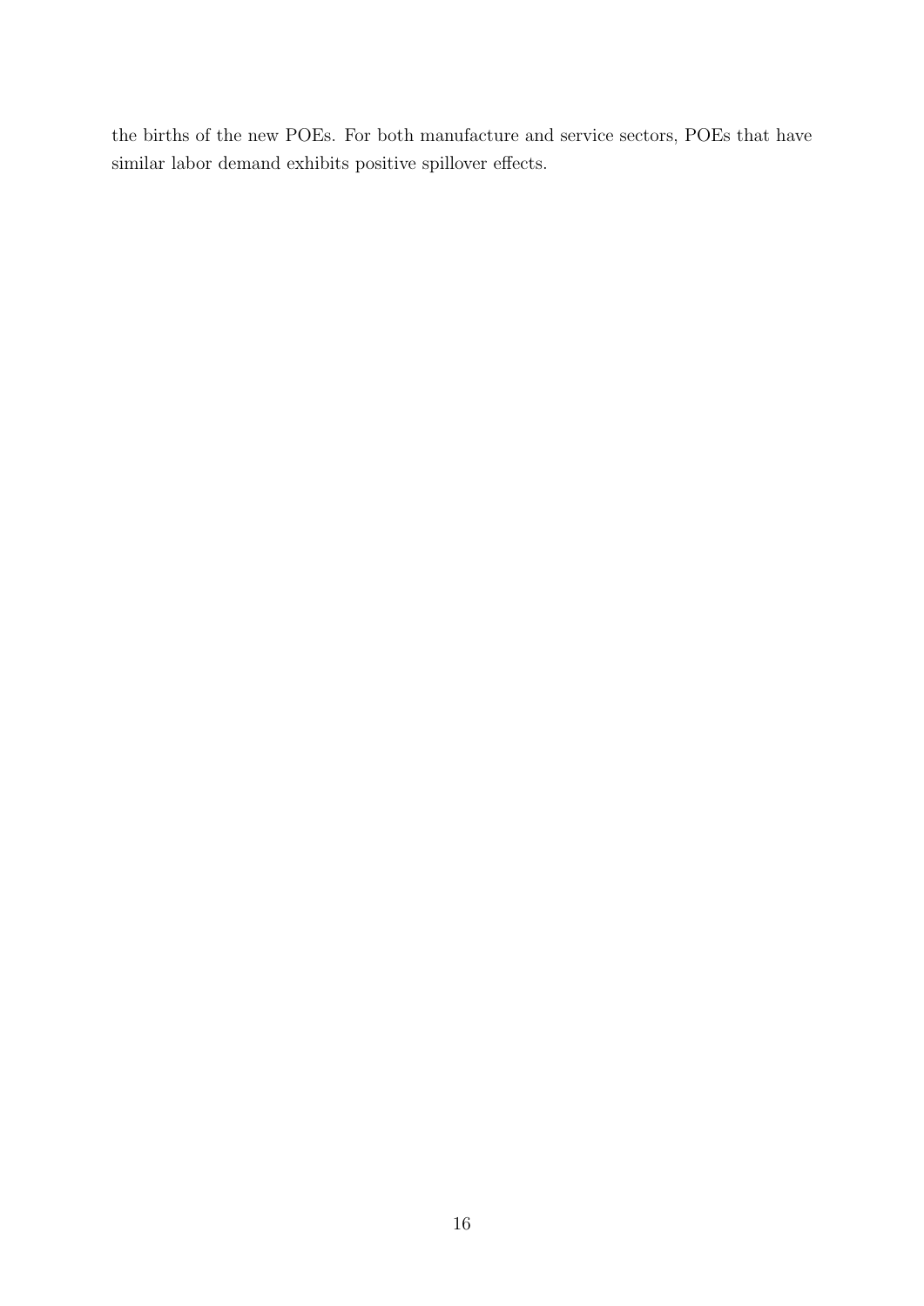the births of the new POEs. For both manufacture and service sectors, POEs that have similar labor demand exhibits positive spillover effects.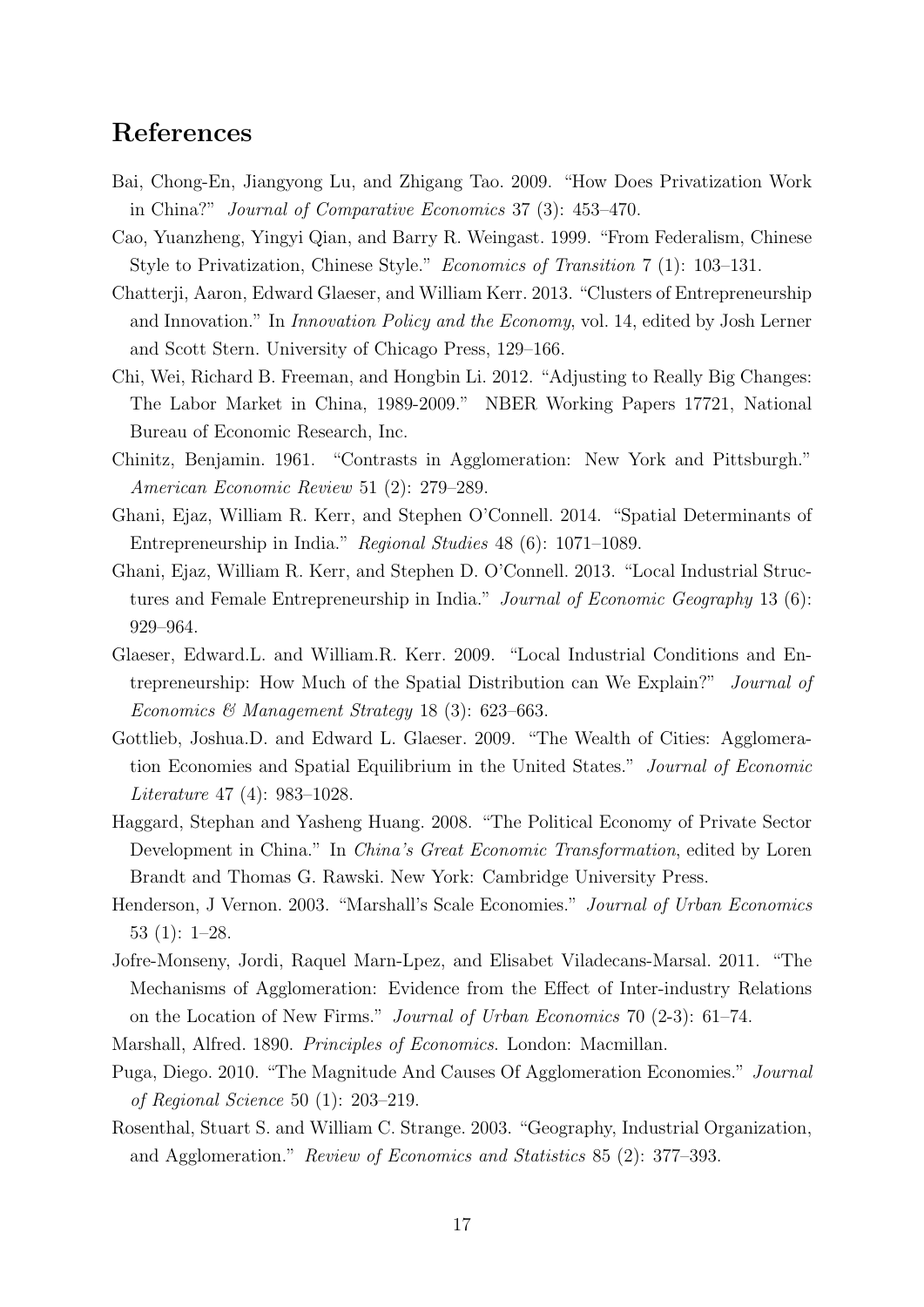## References

Bai, Chong-En, Jiangyong Lu, and Zhigang Tao. 2009. "How Does Privatization Work in China?" *Journal of Comparative Economics* 37 (3): 453–470.

Cao, Yuanzheng, Yingyi Qian, and Barry R. Weingast. 1999. "From Federalism, Chinese Style to Privatization, Chinese Style." *Economics of Transition* 7 (1): 103–131.

Chatterji, Aaron, Edward Glaeser, and William Kerr. 2013. "Clusters of Entrepreneurship and Innovation." In *Innovation Policy and the Economy*, vol. 14, edited by Josh Lerner and Scott Stern. University of Chicago Press, 129–166.

Chi, Wei, Richard B. Freeman, and Hongbin Li. 2012. "Adjusting to Really Big Changes: The Labor Market in China, 1989-2009." NBER Working Papers 17721, National Bureau of Economic Research, Inc.

Chinitz, Benjamin. 1961. "Contrasts in Agglomeration: New York and Pittsburgh." *American Economic Review* 51 (2): 279–289.

Ghani, Ejaz, William R. Kerr, and Stephen O'Connell. 2014. "Spatial Determinants of Entrepreneurship in India." *Regional Studies* 48 (6): 1071–1089.

Ghani, Ejaz, William R. Kerr, and Stephen D. O'Connell. 2013. "Local Industrial Structures and Female Entrepreneurship in India." *Journal of Economic Geography* 13 (6): 929–964.

Glaeser, Edward.L. and William.R. Kerr. 2009. "Local Industrial Conditions and Entrepreneurship: How Much of the Spatial Distribution can We Explain?" *Journal of Economics & Management Strategy* 18 (3): 623–663.

Gottlieb, Joshua.D. and Edward L. Glaeser. 2009. "The Wealth of Cities: Agglomeration Economies and Spatial Equilibrium in the United States." *Journal of Economic Literature* 47 (4): 983–1028.

Haggard, Stephan and Yasheng Huang. 2008. "The Political Economy of Private Sector Development in China." In *China's Great Economic Transformation*, edited by Loren Brandt and Thomas G. Rawski. New York: Cambridge University Press.

Henderson, J Vernon. 2003. "Marshall's Scale Economies." *Journal of Urban Economics* 53 (1): 1–28.

Jofre-Monseny, Jordi, Raquel Marn-Lpez, and Elisabet Viladecans-Marsal. 2011. "The Mechanisms of Agglomeration: Evidence from the Effect of Inter-industry Relations on the Location of New Firms." *Journal of Urban Economics* 70 (2-3): 61–74.

Marshall, Alfred. 1890. *Principles of Economics*. London: Macmillan.

Puga, Diego. 2010. "The Magnitude And Causes Of Agglomeration Economies." *Journal of Regional Science* 50 (1): 203–219.

Rosenthal, Stuart S. and William C. Strange. 2003. "Geography, Industrial Organization, and Agglomeration." *Review of Economics and Statistics* 85 (2): 377–393.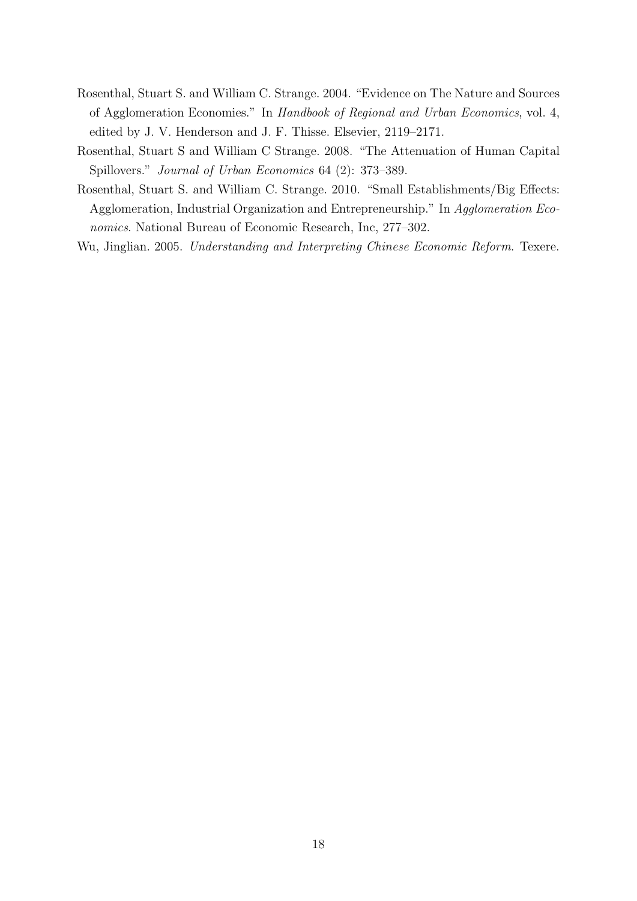Rosenthal, Stuart S. and William C. Strange. 2004. "Evidence on The Nature and Sources of Agglomeration Economies." In *Handbook of Regional and Urban Economics*, vol. 4, edited by J. V. Henderson and J. F. Thisse. Elsevier, 2119–2171.

Rosenthal, Stuart S and William C Strange. 2008. "The Attenuation of Human Capital Spillovers." *Journal of Urban Economics* 64 (2): 373–389.

Rosenthal, Stuart S. and William C. Strange. 2010. "Small Establishments/Big Effects: Agglomeration, Industrial Organization and Entrepreneurship." In *Agglomeration Economics*. National Bureau of Economic Research, Inc, 277–302.

Wu, Jinglian. 2005. *Understanding and Interpreting Chinese Economic Reform*. Texere.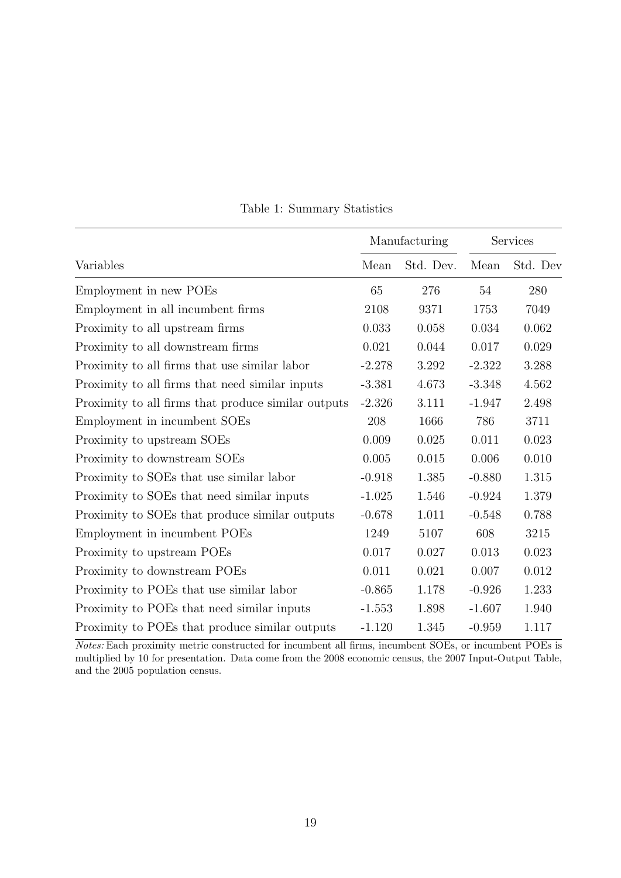Table 1: Summary Statistics

| | Manufacturing | | Services | |
|---|---|---|---|---|
| Variables | Mean | Std. Dev. | Mean | Std. Dev |
| Employment in new POEs | 65 | 276 | 54 | 280 |
| Employment in all incumbent firms | 2108 | 9371 | 1753 | 7049 |
| Proximity to all upstream firms | 0.033 | 0.058 | 0.034 | 0.062 |
| Proximity to all downstream firms | 0.021 | 0.044 | 0.017 | 0.029 |
| Proximity to all firms that use similar labor | -2.278 | 3.292 | -2.322 | 3.288 |
| Proximity to all firms that need similar inputs | -3.381 | 4.673 | -3.348 | 4.562 |
| Proximity to all firms that produce similar outputs | -2.326 | 3.111 | -1.947 | 2.498 |
| Employment in incumbent SOEs | 208 | 1666 | 786 | 3711 |
| Proximity to upstream SOEs | 0.009 | 0.025 | 0.011 | 0.023 |
| Proximity to downstream SOEs | 0.005 | 0.015 | 0.006 | 0.010 |
| Proximity to SOEs that use similar labor | -0.918 | 1.385 | -0.880 | 1.315 |
| Proximity to SOEs that need similar inputs | -1.025 | 1.546 | -0.924 | 1.379 |
| Proximity to SOEs that produce similar outputs | -0.678 | 1.011 | -0.548 | 0.788 |
| Employment in incumbent POEs | 1249 | 5107 | 608 | 3215 |
| Proximity to upstream POEs | 0.017 | 0.027 | 0.013 | 0.023 |
| Proximity to downstream POEs | 0.011 | 0.021 | 0.007 | 0.012 |
| Proximity to POEs that use similar labor | -0.865 | 1.178 | -0.926 | 1.233 |
| Proximity to POEs that need similar inputs | -1.553 | 1.898 | -1.607 | 1.940 |
| Proximity to POEs that produce similar outputs | -1.120 | 1.345 | -0.959 | 1.117 |

*Notes:* Each proximity metric constructed for incumbent all firms, incumbent SOEs, or incumbent POEs is multiplied by 10 for presentation. Data come from the 2008 economic census, the 2007 Input-Output Table, and the 2005 population census.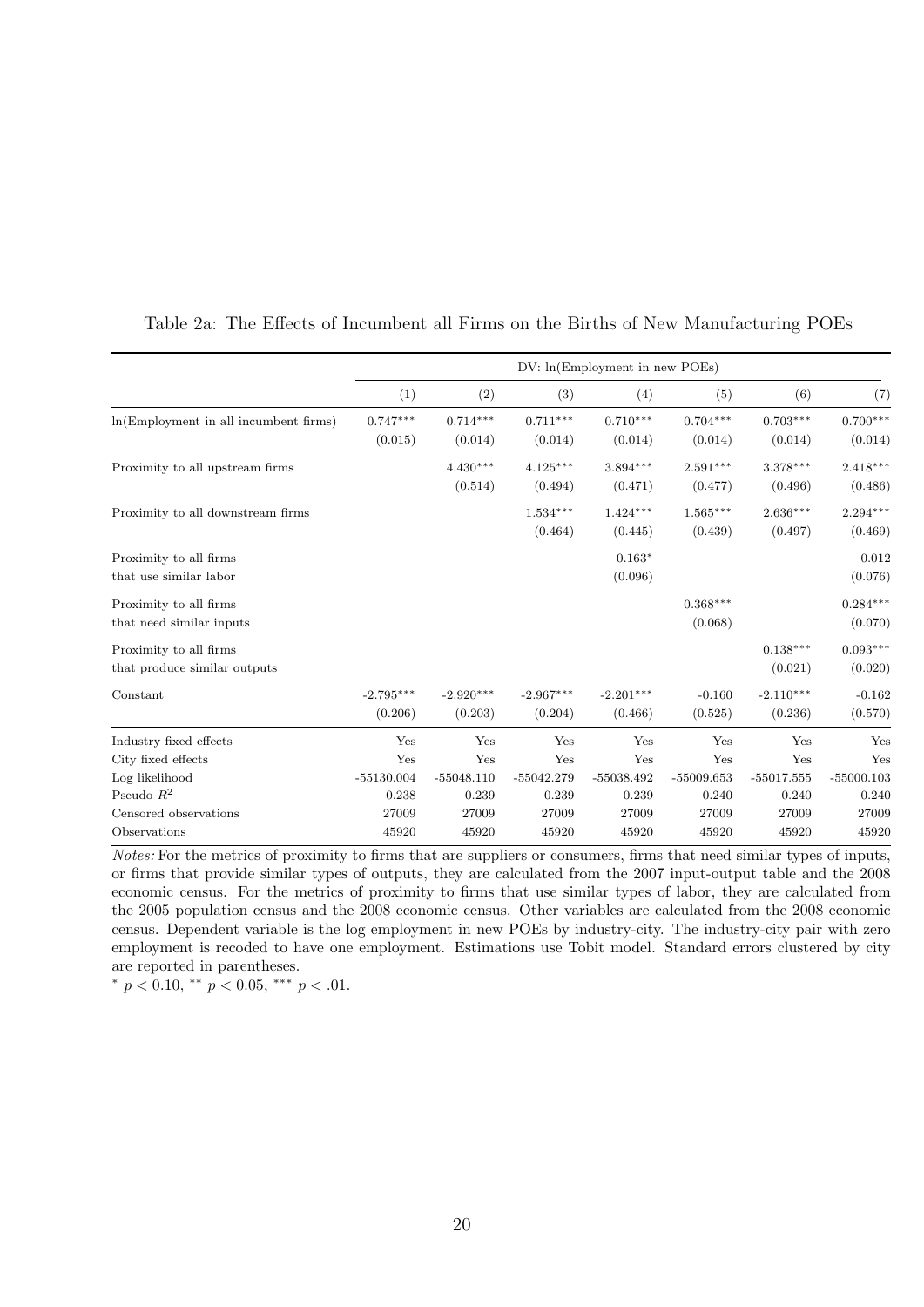Table 2a: The Effects of Incumbent all Firms on the Births of New Manufacturing POEs

| | DV: ln(Employment in new POEs) | | | | | | |
|---|---|---|---|---|---|---|---|
| | (1) | (2) | (3) | (4) | (5) | (6) | (7) |
| ln(Employment in all incumbent firms) | $0.747^{***}$ | $0.714^{***}$ | $0.711^{***}$ | $0.710^{***}$ | $0.704^{***}$ | $0.703^{***}$ | $0.700^{***}$ |
| | (0.015) | (0.014) | (0.014) | (0.014) | (0.014) | (0.014) | (0.014) |
| Proximity to all upstream firms | | $4.430^{***}$ | $4.125^{***}$ | $3.894^{***}$ | $2.591^{***}$ | $3.378^{***}$ | $2.418^{***}$ |
| | | (0.514) | (0.494) | (0.471) | (0.477) | (0.496) | (0.486) |
| Proximity to all downstream firms | | | $1.534^{***}$ | $1.424^{***}$ | $1.565^{***}$ | $2.636^{***}$ | $2.294^{***}$ |
| | | | (0.464) | (0.445) | (0.439) | (0.497) | (0.469) |
| Proximity to all firms that use similar labor | | | | $0.163^{*}$ | | | 0.012 |
| | | | | (0.096) | | | (0.076) |
| Proximity to all firms that need similar inputs | | | | | $0.368^{***}$ | | $0.284^{***}$ |
| | | | | | (0.068) | | (0.070) |
| Proximity to all firms that produce similar outputs | | | | | | $0.138^{***}$ | $0.093^{***}$ |
| | | | | | | (0.021) | (0.020) |
| Constant | $-2.795^{***}$ | $-2.920^{***}$ | $-2.967^{***}$ | $-2.201^{***}$ | -0.160 | $-2.110^{***}$ | -0.162 |
| | (0.206) | (0.203) | (0.204) | (0.466) | (0.525) | (0.236) | (0.570) |
| Industry fixed effects | Yes | Yes | Yes | Yes | Yes | Yes | Yes |
| City fixed effects | Yes | Yes | Yes | Yes | Yes | Yes | Yes |
| Log likelihood | -55130.004 | -55048.110 | -55042.279 | -55038.492 | -55009.653 | -55017.555 | -55000.103 |
| Pseudo $R^2$ | 0.238 | 0.239 | 0.239 | 0.239 | 0.240 | 0.240 | 0.240 |
| Censored observations | 27009 | 27009 | 27009 | 27009 | 27009 | 27009 | 27009 |
| Observations | 45920 | 45920 | 45920 | 45920 | 45920 | 45920 | 45920 |

*Notes:* For the metrics of proximity to firms that are suppliers or consumers, firms that need similar types of inputs, or firms that provide similar types of outputs, they are calculated from the 2007 input-output table and the 2008 economic census. For the metrics of proximity to firms that use similar types of labor, they are calculated from the 2005 population census and the 2008 economic census. Other variables are calculated from the 2008 economic census. Dependent variable is the log employment in new POEs by industry-city. The industry-city pair with zero employment is recoded to have one employment. Estimations use Tobit model. Standard errors clustered by city are reported in parentheses.

$^{*}$ $p < 0.10$, $^{**}$ $p < 0.05$, $^{***}$ $p < .01$.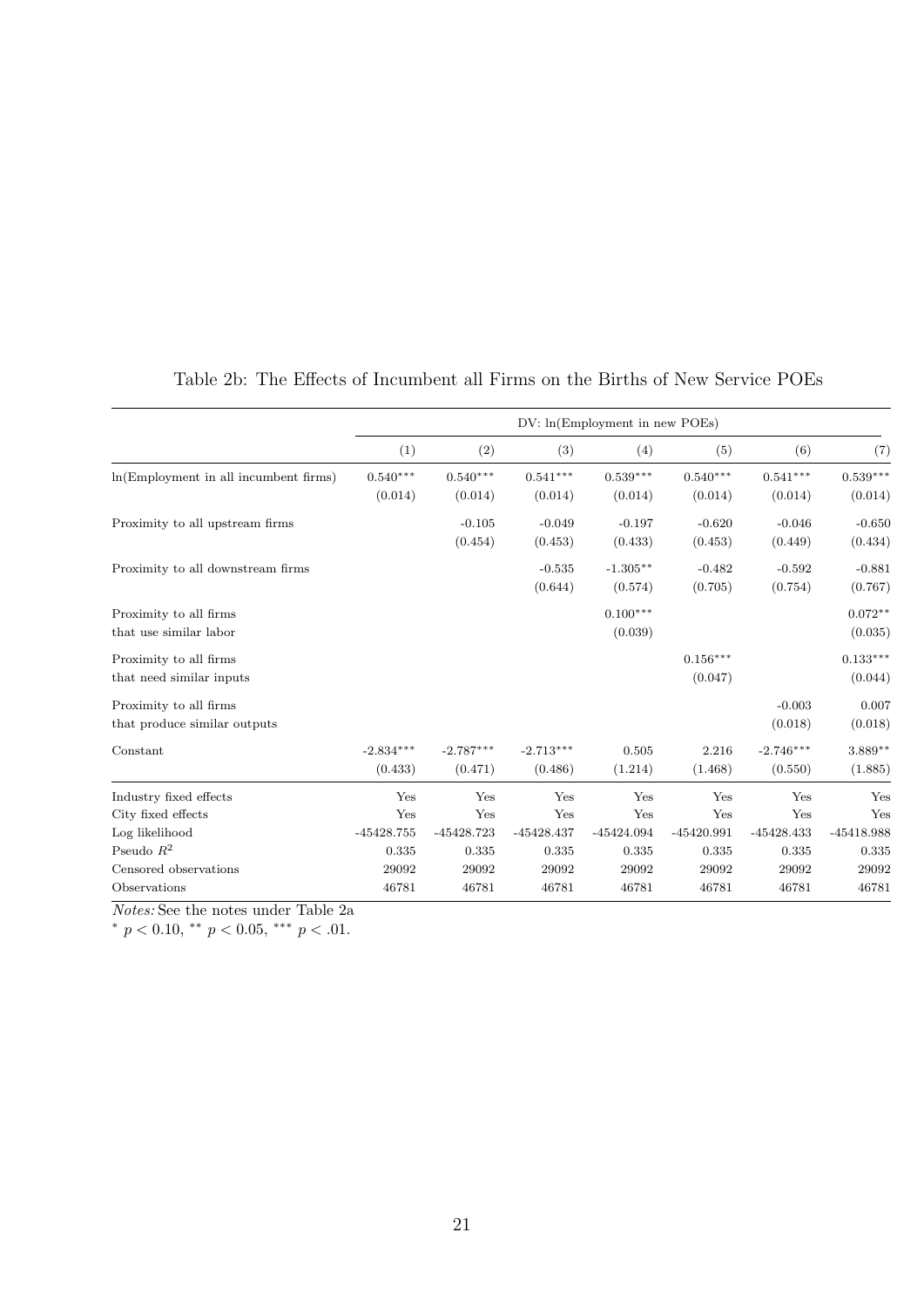Table 2b: The Effects of Incumbent all Firms on the Births of New Service POEs

| | DV: ln(Employment in new POEs) | | | | | | |
|---|---|---|---|---|---|---|---|
| | (1) | (2) | (3) | (4) | (5) | (6) | (7) |
| ln(Employment in all incumbent firms) | 0.540*** | 0.540*** | 0.541*** | 0.539*** | 0.540*** | 0.541*** | 0.539*** |
| | (0.014) | (0.014) | (0.014) | (0.014) | (0.014) | (0.014) | (0.014) |
| Proximity to all upstream firms | | -0.105 | -0.049 | -0.197 | -0.620 | -0.046 | -0.650 |
| | | (0.454) | (0.453) | (0.433) | (0.453) | (0.449) | (0.434) |
| Proximity to all downstream firms | | | -0.535 | -1.305** | -0.482 | -0.592 | -0.881 |
| | | | (0.644) | (0.574) | (0.705) | (0.754) | (0.767) |
| Proximity to all firms that use similar labor | | | | 0.100*** | | | 0.072** |
| | | | | (0.039) | | | (0.035) |
| Proximity to all firms that need similar inputs | | | | | 0.156*** | | 0.133*** |
| | | | | | (0.047) | | (0.044) |
| Proximity to all firms that produce similar outputs | | | | | | -0.003 | 0.007 |
| | | | | | | (0.018) | (0.018) |
| Constant | -2.834*** | -2.787*** | -2.713*** | 0.505 | 2.216 | -2.746*** | 3.889** |
| | (0.433) | (0.471) | (0.486) | (1.214) | (1.468) | (0.550) | (1.885) |
| Industry fixed effects | Yes | Yes | Yes | Yes | Yes | Yes | Yes |
| City fixed effects | Yes | Yes | Yes | Yes | Yes | Yes | Yes |
| Log likelihood | -45428.755 | -45428.723 | -45428.437 | -45424.094 | -45420.991 | -45428.433 | -45418.988 |
| Pseudo $R^2$ | 0.335 | 0.335 | 0.335 | 0.335 | 0.335 | 0.335 | 0.335 |
| Censored observations | 29092 | 29092 | 29092 | 29092 | 29092 | 29092 | 29092 |
| Observations | 46781 | 46781 | 46781 | 46781 | 46781 | 46781 | 46781 |

*Notes:* See the notes under Table 2a

$^{*}$ $p < 0.10$, $^{**}$ $p < 0.05$, $^{***}$ $p < .01$.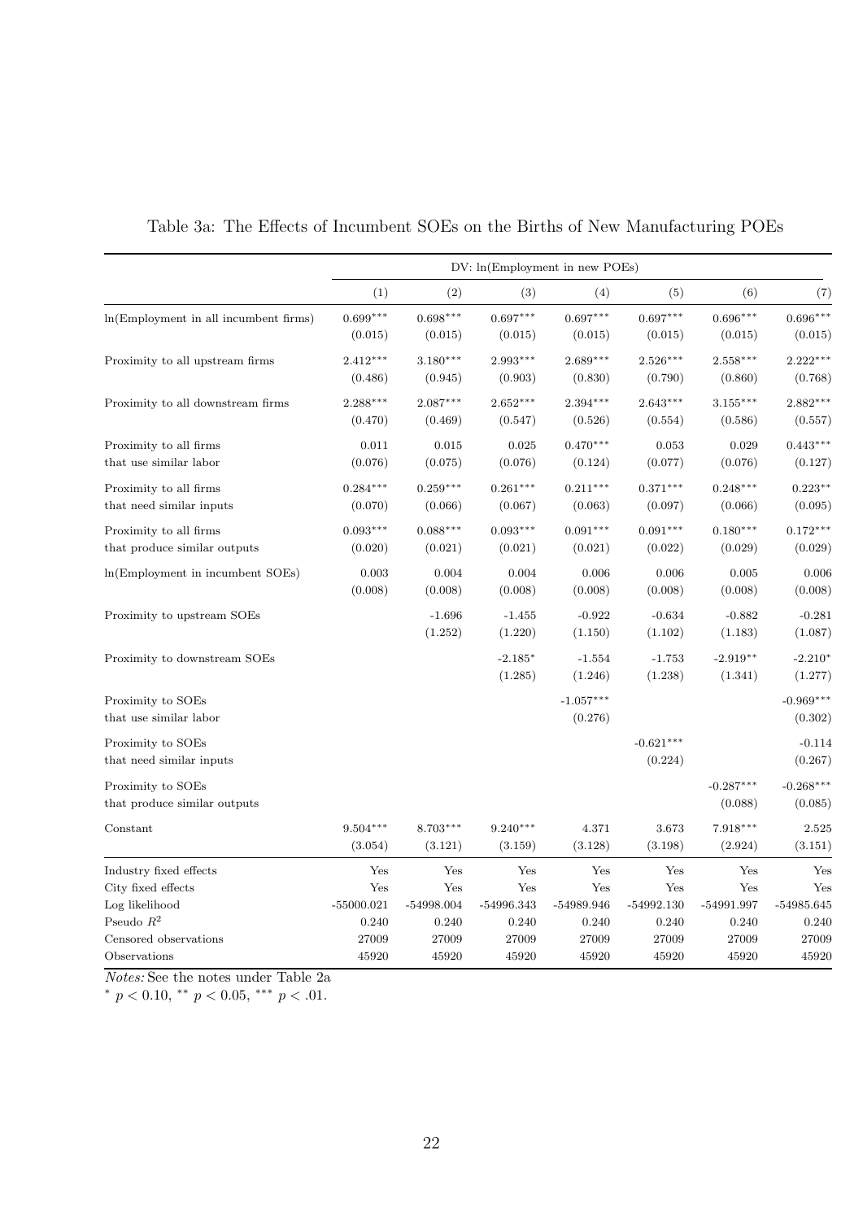Table 3a: The Effects of Incumbent SOEs on the Births of New Manufacturing POEs

| | DV: ln(Employment in new POEs) | | | | | | |
|---|---|---|---|---|---|---|---|
| | (1) | (2) | (3) | (4) | (5) | (6) | (7) |
| ln(Employment in all incumbent firms) | 0.699*** | 0.698*** | 0.697*** | 0.697*** | 0.697*** | 0.696*** | 0.696*** |
| | (0.015) | (0.015) | (0.015) | (0.015) | (0.015) | (0.015) | (0.015) |
| Proximity to all upstream firms | 2.412*** | 3.180*** | 2.993*** | 2.689*** | 2.526*** | 2.558*** | 2.222*** |
| | (0.486) | (0.945) | (0.903) | (0.830) | (0.790) | (0.860) | (0.768) |
| Proximity to all downstream firms | 2.288*** | 2.087*** | 2.652*** | 2.394*** | 2.643*** | 3.155*** | 2.882*** |
| | (0.470) | (0.469) | (0.547) | (0.526) | (0.554) | (0.586) | (0.557) |
| Proximity to all firms that use similar labor | 0.011 | 0.015 | 0.025 | 0.470*** | 0.053 | 0.029 | 0.443*** |
| | (0.076) | (0.075) | (0.076) | (0.124) | (0.077) | (0.076) | (0.127) |
| Proximity to all firms that need similar inputs | 0.284*** | 0.259*** | 0.261*** | 0.211*** | 0.371*** | 0.248*** | 0.223** |
| | (0.070) | (0.066) | (0.067) | (0.063) | (0.097) | (0.066) | (0.095) |
| Proximity to all firms that produce similar outputs | 0.093*** | 0.088*** | 0.093*** | 0.091*** | 0.091*** | 0.180*** | 0.172*** |
| | (0.020) | (0.021) | (0.021) | (0.021) | (0.022) | (0.029) | (0.029) |
| ln(Employment in incumbent SOEs) | 0.003 | 0.004 | 0.004 | 0.006 | 0.006 | 0.005 | 0.006 |
| | (0.008) | (0.008) | (0.008) | (0.008) | (0.008) | (0.008) | (0.008) |
| Proximity to upstream SOEs | | -1.696 | -1.455 | -0.922 | -0.634 | -0.882 | -0.281 |
| | | (1.252) | (1.220) | (1.150) | (1.102) | (1.183) | (1.087) |
| Proximity to downstream SOEs | | | -2.185* | -1.554 | -1.753 | -2.919** | -2.210* |
| | | | (1.285) | (1.246) | (1.238) | (1.341) | (1.277) |
| Proximity to SOEs that use similar labor | | | | -1.057*** | | | -0.969*** |
| | | | | (0.276) | | | (0.302) |
| Proximity to SOEs that need similar inputs | | | | | -0.621*** | | -0.114 |
| | | | | | (0.224) | | (0.267) |
| Proximity to SOEs that produce similar outputs | | | | | | -0.287*** | -0.268*** |
| | | | | | | (0.088) | (0.085) |
| Constant | 9.504*** | 8.703*** | 9.240*** | 4.371 | 3.673 | 7.918*** | 2.525 |
| | (3.054) | (3.121) | (3.159) | (3.128) | (3.198) | (2.924) | (3.151) |
| Industry fixed effects | Yes | Yes | Yes | Yes | Yes | Yes | Yes |
| City fixed effects | Yes | Yes | Yes | Yes | Yes | Yes | Yes |
| Log likelihood | -55000.021 | -54998.004 | -54996.343 | -54989.946 | -54992.130 | -54991.997 | -54985.645 |
| Pseudo $R^2$ | 0.240 | 0.240 | 0.240 | 0.240 | 0.240 | 0.240 | 0.240 |
| Censored observations | 27009 | 27009 | 27009 | 27009 | 27009 | 27009 | 27009 |
| Observations | 45920 | 45920 | 45920 | 45920 | 45920 | 45920 | 45920 |

*Notes:* See the notes under Table 2a

$^{*}$ $p < 0.10$, $^{**}$ $p < 0.05$, $^{***}$ $p < .01$.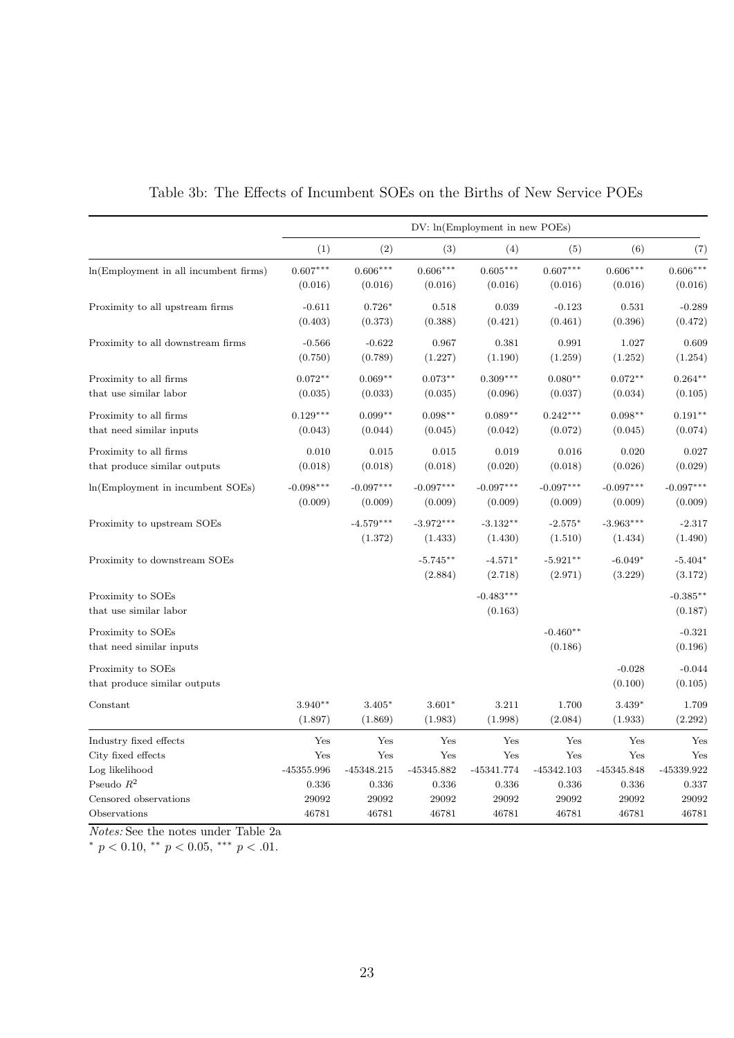Table 3b: The Effects of Incumbent SOEs on the Births of New Service POEs

| | DV: ln(Employment in new POEs) | | | | | | |
|---|---|---|---|---|---|---|---|
| | (1) | (2) | (3) | (4) | (5) | (6) | (7) |
| ln(Employment in all incumbent firms) | 0.607*** | 0.606*** | 0.606*** | 0.605*** | 0.607*** | 0.606*** | 0.606*** |
| | (0.016) | (0.016) | (0.016) | (0.016) | (0.016) | (0.016) | (0.016) |
| Proximity to all upstream firms | -0.611 | 0.726* | 0.518 | 0.039 | -0.123 | 0.531 | -0.289 |
| | (0.403) | (0.373) | (0.388) | (0.421) | (0.461) | (0.396) | (0.472) |
| Proximity to all downstream firms | -0.566 | -0.622 | 0.967 | 0.381 | 0.991 | 1.027 | 0.609 |
| | (0.750) | (0.789) | (1.227) | (1.190) | (1.259) | (1.252) | (1.254) |
| Proximity to all firms that use similar labor | 0.072** | 0.069** | 0.073** | 0.309*** | 0.080** | 0.072** | 0.264** |
| | (0.035) | (0.033) | (0.035) | (0.096) | (0.037) | (0.034) | (0.105) |
| Proximity to all firms that need similar inputs | 0.129*** | 0.099** | 0.098** | 0.089** | 0.242*** | 0.098** | 0.191** |
| | (0.043) | (0.044) | (0.045) | (0.042) | (0.072) | (0.045) | (0.074) |
| Proximity to all firms that produce similar outputs | 0.010 | 0.015 | 0.015 | 0.019 | 0.016 | 0.020 | 0.027 |
| | (0.018) | (0.018) | (0.018) | (0.020) | (0.018) | (0.026) | (0.029) |
| ln(Employment in incumbent SOEs) | -0.098*** | -0.097*** | -0.097*** | -0.097*** | -0.097*** | -0.097*** | -0.097*** |
| | (0.009) | (0.009) | (0.009) | (0.009) | (0.009) | (0.009) | (0.009) |
| Proximity to upstream SOEs | | -4.579*** | -3.972*** | -3.132** | -2.575* | -3.963*** | -2.317 |
| | | (1.372) | (1.433) | (1.430) | (1.510) | (1.434) | (1.490) |
| Proximity to downstream SOEs | | | -5.745** | -4.571* | -5.921** | -6.049* | -5.404* |
| | | | (2.884) | (2.718) | (2.971) | (3.229) | (3.172) |
| Proximity to SOEs that use similar labor | | | | -0.483*** | | | -0.385** |
| | | | | (0.163) | | | (0.187) |
| Proximity to SOEs that need similar inputs | | | | | -0.460** | | -0.321 |
| | | | | | (0.186) | | (0.196) |
| Proximity to SOEs that produce similar outputs | | | | | | -0.028 | -0.044 |
| | | | | | | (0.100) | (0.105) |
| Constant | 3.940** | 3.405* | 3.601* | 3.211 | 1.700 | 3.439* | 1.709 |
| | (1.897) | (1.869) | (1.983) | (1.998) | (2.084) | (1.933) | (2.292) |
| Industry fixed effects | Yes | Yes | Yes | Yes | Yes | Yes | Yes |
| City fixed effects | Yes | Yes | Yes | Yes | Yes | Yes | Yes |
| Log likelihood | -45355.996 | -45348.215 | -45345.882 | -45341.774 | -45342.103 | -45345.848 | -45339.922 |
| Pseudo $R^2$ | 0.336 | 0.336 | 0.336 | 0.336 | 0.336 | 0.336 | 0.337 |
| Censored observations | 29092 | 29092 | 29092 | 29092 | 29092 | 29092 | 29092 |
| Observations | 46781 | 46781 | 46781 | 46781 | 46781 | 46781 | 46781 |

*Notes:* See the notes under Table 2a

$^{*}$ $p < 0.10$, $^{**}$ $p < 0.05$, $^{***}$ $p < .01$.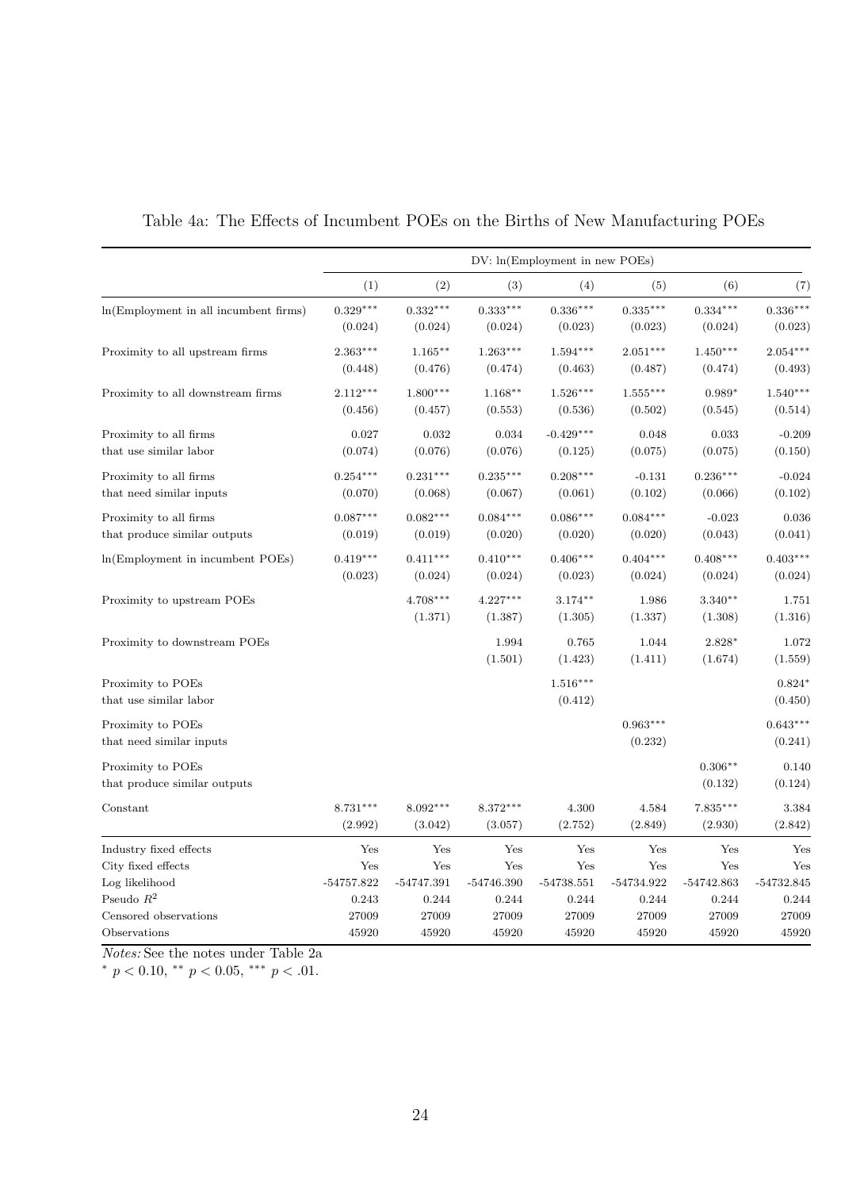Table 4a: The Effects of Incumbent POEs on the Births of New Manufacturing POEs

| | DV: ln(Employment in new POEs) | | | | | | |
|---|---|---|---|---|---|---|---|
| | (1) | (2) | (3) | (4) | (5) | (6) | (7) |
| ln(Employment in all incumbent firms) | 0.329*** | 0.332*** | 0.333*** | 0.336*** | 0.335*** | 0.334*** | 0.336*** |
| | (0.024) | (0.024) | (0.024) | (0.023) | (0.023) | (0.024) | (0.023) |
| Proximity to all upstream firms | 2.363*** | 1.165** | 1.263*** | 1.594*** | 2.051*** | 1.450*** | 2.054*** |
| | (0.448) | (0.476) | (0.474) | (0.463) | (0.487) | (0.474) | (0.493) |
| Proximity to all downstream firms | 2.112*** | 1.800*** | 1.168** | 1.526*** | 1.555*** | 0.989* | 1.540*** |
| | (0.456) | (0.457) | (0.553) | (0.536) | (0.502) | (0.545) | (0.514) |
| Proximity to all firms that use similar labor | 0.027 | 0.032 | 0.034 | -0.429*** | 0.048 | 0.033 | -0.209 |
| | (0.074) | (0.076) | (0.076) | (0.125) | (0.075) | (0.075) | (0.150) |
| Proximity to all firms that need similar inputs | 0.254*** | 0.231*** | 0.235*** | 0.208*** | -0.131 | 0.236*** | -0.024 |
| | (0.070) | (0.068) | (0.067) | (0.061) | (0.102) | (0.066) | (0.102) |
| Proximity to all firms that produce similar outputs | 0.087*** | 0.082*** | 0.084*** | 0.086*** | 0.084*** | -0.023 | 0.036 |
| | (0.019) | (0.019) | (0.020) | (0.020) | (0.020) | (0.043) | (0.041) |
| ln(Employment in incumbent POEs) | 0.419*** | 0.411*** | 0.410*** | 0.406*** | 0.404*** | 0.408*** | 0.403*** |
| | (0.023) | (0.024) | (0.024) | (0.023) | (0.024) | (0.024) | (0.024) |
| Proximity to upstream POEs | | 4.708*** | 4.227*** | 3.174** | 1.986 | 3.340** | 1.751 |
| | | (1.371) | (1.387) | (1.305) | (1.337) | (1.308) | (1.316) |
| Proximity to downstream POEs | | | 1.994 | 0.765 | 1.044 | 2.828* | 1.072 |
| | | | (1.501) | (1.423) | (1.411) | (1.674) | (1.559) |
| Proximity to POEs that use similar labor | | | | 1.516*** | | | 0.824* |
| | | | | (0.412) | | | (0.450) |
| Proximity to POEs that need similar inputs | | | | | 0.963*** | | 0.643*** |
| | | | | | (0.232) | | (0.241) |
| Proximity to POEs that produce similar outputs | | | | | | 0.306** | 0.140 |
| | | | | | | (0.132) | (0.124) |
| Constant | 8.731*** | 8.092*** | 8.372*** | 4.300 | 4.584 | 7.835*** | 3.384 |
| | (2.992) | (3.042) | (3.057) | (2.752) | (2.849) | (2.930) | (2.842) |
| Industry fixed effects | Yes | Yes | Yes | Yes | Yes | Yes | Yes |
| City fixed effects | Yes | Yes | Yes | Yes | Yes | Yes | Yes |
| Log likelihood | -54757.822 | -54747.391 | -54746.390 | -54738.551 | -54734.922 | -54742.863 | -54732.845 |
| Pseudo $R^2$ | 0.243 | 0.244 | 0.244 | 0.244 | 0.244 | 0.244 | 0.244 |
| Censored observations | 27009 | 27009 | 27009 | 27009 | 27009 | 27009 | 27009 |
| Observations | 45920 | 45920 | 45920 | 45920 | 45920 | 45920 | 45920 |

*Notes:* See the notes under Table 2a

$^{*}$ $p < 0.10$, $^{**}$ $p < 0.05$, $^{***}$ $p < .01$.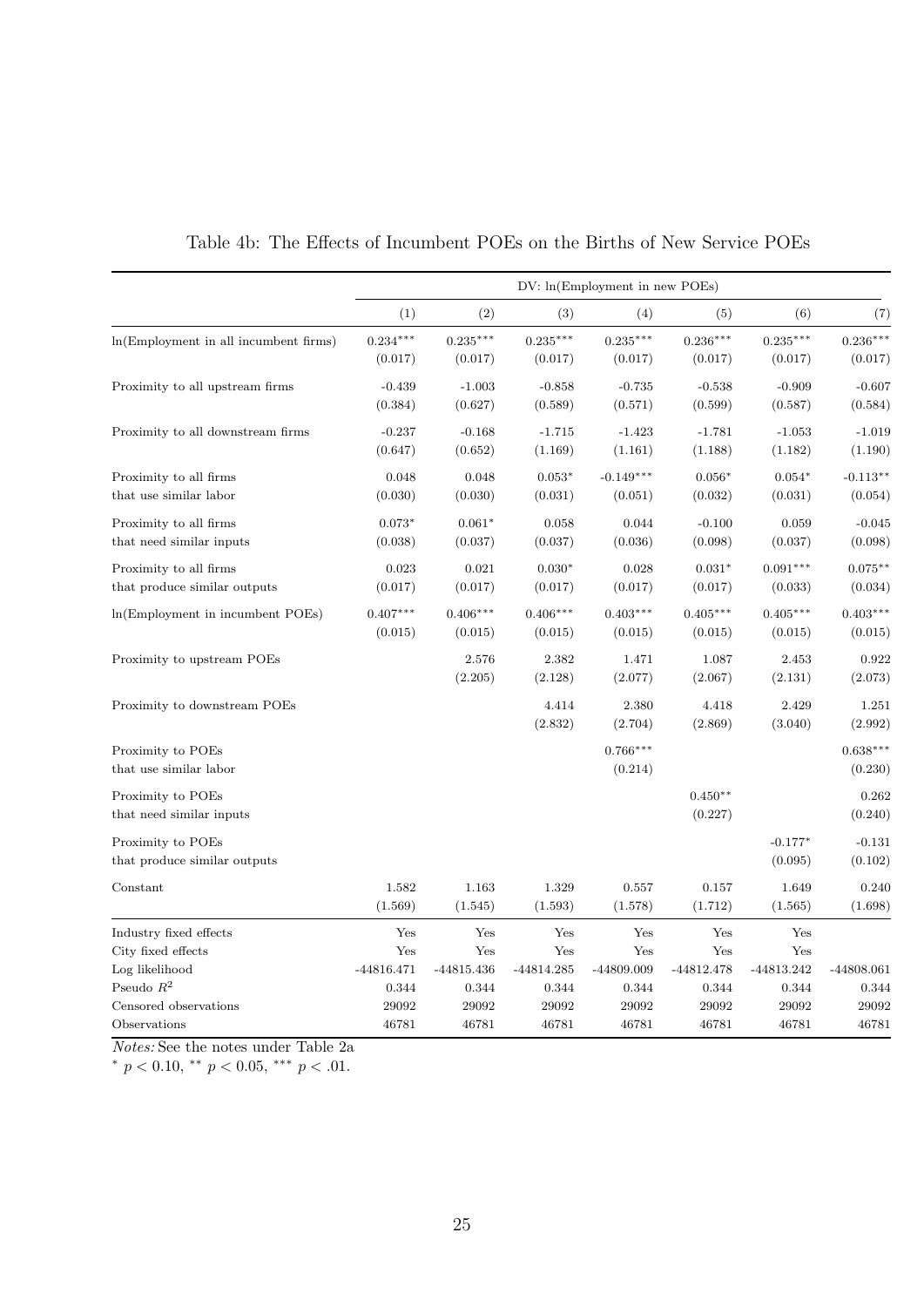Table 4b: The Effects of Incumbent POEs on the Births of New Service POEs

| | DV: ln(Employment in new POEs) | | | | | | |
|---|---|---|---|---|---|---|---|
| | (1) | (2) | (3) | (4) | (5) | (6) | (7) |
| ln(Employment in all incumbent firms) | 0.234*** | 0.235*** | 0.235*** | 0.235*** | 0.236*** | 0.235*** | 0.236*** |
| | (0.017) | (0.017) | (0.017) | (0.017) | (0.017) | (0.017) | (0.017) |
| Proximity to all upstream firms | -0.439 | -1.003 | -0.858 | -0.735 | -0.538 | -0.909 | -0.607 |
| | (0.384) | (0.627) | (0.589) | (0.571) | (0.599) | (0.587) | (0.584) |
| Proximity to all downstream firms | -0.237 | -0.168 | -1.715 | -1.423 | -1.781 | -1.053 | -1.019 |
| | (0.647) | (0.652) | (1.169) | (1.161) | (1.188) | (1.182) | (1.190) |
| Proximity to all firms that use similar labor | 0.048 | 0.048 | 0.053* | -0.149*** | 0.056* | 0.054* | -0.113** |
| | (0.030) | (0.030) | (0.031) | (0.051) | (0.032) | (0.031) | (0.054) |
| Proximity to all firms that need similar inputs | 0.073* | 0.061* | 0.058 | 0.044 | -0.100 | 0.059 | -0.045 |
| | (0.038) | (0.037) | (0.037) | (0.036) | (0.098) | (0.037) | (0.098) |
| Proximity to all firms that produce similar outputs | 0.023 | 0.021 | 0.030* | 0.028 | 0.031* | 0.091*** | 0.075** |
| | (0.017) | (0.017) | (0.017) | (0.017) | (0.017) | (0.033) | (0.034) |
| ln(Employment in incumbent POEs) | 0.407*** | 0.406*** | 0.406*** | 0.403*** | 0.405*** | 0.405*** | 0.403*** |
| | (0.015) | (0.015) | (0.015) | (0.015) | (0.015) | (0.015) | (0.015) |
| Proximity to upstream POEs | | 2.576 | 2.382 | 1.471 | 1.087 | 2.453 | 0.922 |
| | | (2.205) | (2.128) | (2.077) | (2.067) | (2.131) | (2.073) |
| Proximity to downstream POEs | | | 4.414 | 2.380 | 4.418 | 2.429 | 1.251 |
| | | | (2.832) | (2.704) | (2.869) | (3.040) | (2.992) |
| Proximity to POEs that use similar labor | | | | 0.766*** | | | 0.638*** |
| | | | | (0.214) | | | (0.230) |
| Proximity to POEs that need similar inputs | | | | | 0.450** | | 0.262 |
| | | | | | (0.227) | | (0.240) |
| Proximity to POEs that produce similar outputs | | | | | | -0.177* | -0.131 |
| | | | | | | (0.095) | (0.102) |
| Constant | 1.582 | 1.163 | 1.329 | 0.557 | 0.157 | 1.649 | 0.240 |
| | (1.569) | (1.545) | (1.593) | (1.578) | (1.712) | (1.565) | (1.698) |
| Industry fixed effects | Yes | Yes | Yes | Yes | Yes | Yes | |
| City fixed effects | Yes | Yes | Yes | Yes | Yes | Yes | |
| Log likelihood | -44816.471 | -44815.436 | -44814.285 | -44809.009 | -44812.478 | -44813.242 | -44808.061 |
| Pseudo $R^2$ | 0.344 | 0.344 | 0.344 | 0.344 | 0.344 | 0.344 | 0.344 |
| Censored observations | 29092 | 29092 | 29092 | 29092 | 29092 | 29092 | 29092 |
| Observations | 46781 | 46781 | 46781 | 46781 | 46781 | 46781 | 46781 |

*Notes:* See the notes under Table 2a

$^{*}$ $p < 0.10$, $^{**}$ $p < 0.05$, $^{***}$ $p < .01$.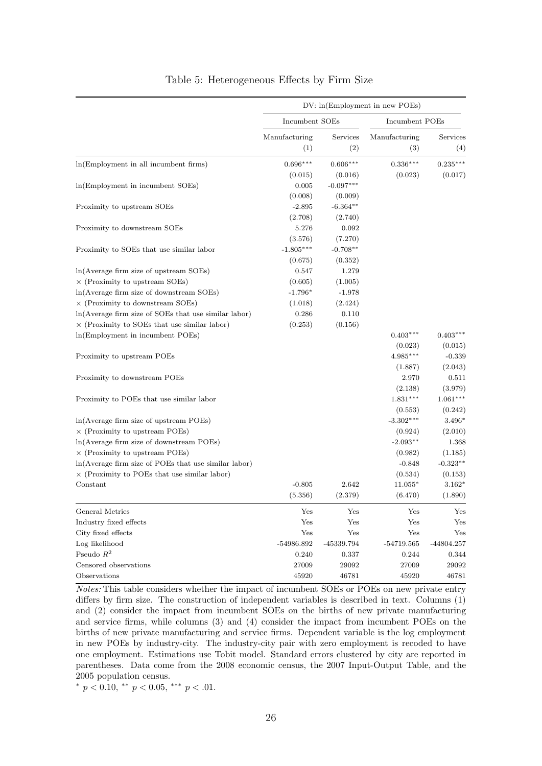Table 5: Heterogeneous Effects by Firm Size

| | DV: ln(Employment in new POEs) | | | |
|---|---|---|---|---|
| | Incumbent SOEs | | Incumbent POEs | |
| | Manufacturing | Services | Manufacturing | Services |
| | (1) | (2) | (3) | (4) |
| ln(Employment in all incumbent firms) | 0.696*** | 0.606*** | 0.336*** | 0.235*** |
| | (0.015) | (0.016) | (0.023) | (0.017) |
| ln(Employment in incumbent SOEs) | 0.005 | -0.097*** | | |
| | (0.008) | (0.009) | | |
| Proximity to upstream SOEs | -2.895 | -6.364** | | |
| | (2.708) | (2.740) | | |
| Proximity to downstream SOEs | 5.276 | 0.092 | | |
| | (3.576) | (7.270) | | |
| Proximity to SOEs that use similar labor | -1.805*** | -0.708** | | |
| | (0.675) | (0.352) | | |
| ln(Average firm size of upstream SOEs) | 0.547 | 1.279 | | |
| × (Proximity to upstream SOEs) | (0.605) | (1.005) | | |
| ln(Average firm size of downstream SOEs) | -1.796* | -1.978 | | |
| × (Proximity to downstream SOEs) | (1.018) | (2.424) | | |
| ln(Average firm size of SOEs that use similar labor) | 0.286 | 0.110 | | |
| × (Proximity to SOEs that use similar labor) | (0.253) | (0.156) | | |
| ln(Employment in incumbent POEs) | | | 0.403*** | 0.403*** |
| | | | (0.023) | (0.015) |
| Proximity to upstream POEs | | | 4.985*** | -0.339 |
| | | | (1.887) | (2.043) |
| Proximity to downstream POEs | | | 2.970 | 0.511 |
| | | | (2.138) | (3.979) |
| Proximity to POEs that use similar labor | | | 1.831*** | 1.061*** |
| | | | (0.553) | (0.242) |
| ln(Average firm size of upstream POEs) | | | -3.302*** | 3.496* |
| × (Proximity to upstream POEs) | | | (0.924) | (2.010) |
| ln(Average firm size of downstream POEs) | | | -2.093** | 1.368 |
| × (Proximity to upstream POEs) | | | (0.982) | (1.185) |
| ln(Average firm size of POEs that use similar labor) | | | -0.848 | -0.323** |
| × (Proximity to POEs that use similar labor) | | | (0.534) | (0.153) |
| Constant | -0.805 | 2.642 | 11.055* | 3.162* |
| | (5.356) | (2.379) | (6.470) | (1.890) |
| General Metrics | Yes | Yes | Yes | Yes |
| Industry fixed effects | Yes | Yes | Yes | Yes |
| City fixed effects | Yes | Yes | Yes | Yes |
| Log likelihood | -54986.892 | -45339.794 | -54719.565 | -44804.257 |
| Pseudo $R^2$ | 0.240 | 0.337 | 0.244 | 0.344 |
| Censored observations | 27009 | 29092 | 27009 | 29092 |
| Observations | 45920 | 46781 | 45920 | 46781 |

*Notes:* This table considers whether the impact of incumbent SOEs or POEs on new private entry differs by firm size. The construction of independent variables is described in text. Columns (1) and (2) consider the impact from incumbent SOEs on the births of new private manufacturing and service firms, while columns (3) and (4) consider the impact from incumbent POEs on the births of new private manufacturing and service firms. Dependent variable is the log employment in new POEs by industry-city. The industry-city pair with zero employment is recoded to have one employment. Estimations use Tobit model. Standard errors clustered by city are reported in parentheses. Data come from the 2008 economic census, the 2007 Input-Output Table, and the 2005 population census.

$^{*}$ $p < 0.10$, $^{**}$ $p < 0.05$, $^{***}$ $p < .01$.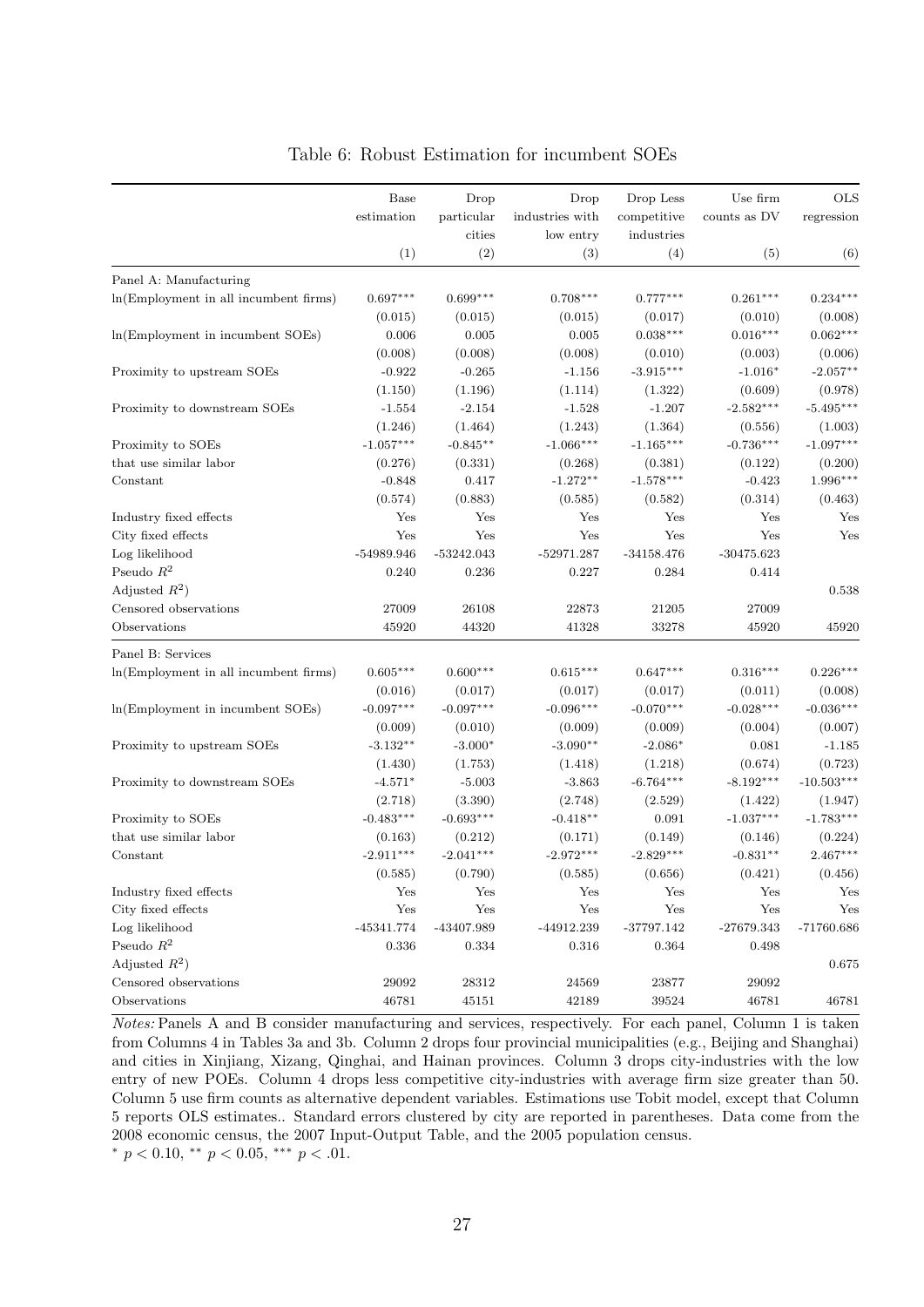Table 6: Robust Estimation for incumbent SOEs

| | Base estimation | Drop particular cities | Drop industries with low entry | Drop Less competitive industries | Use firm counts as DV | OLS regression |
|---|---|---|---|---|---|---|
| | (1) | (2) | (3) | (4) | (5) | (6) |
| Panel A: Manufacturing | | | | | | |
| ln(Employment in all incumbent firms) | 0.697*** | 0.699*** | 0.708*** | 0.777*** | 0.261*** | 0.234*** |
| | (0.015) | (0.015) | (0.015) | (0.017) | (0.010) | (0.008) |
| ln(Employment in incumbent SOEs) | 0.006 | 0.005 | 0.005 | 0.038*** | 0.016*** | 0.062*** |
| | (0.008) | (0.008) | (0.008) | (0.010) | (0.003) | (0.006) |
| Proximity to upstream SOEs | -0.922 | -0.265 | -1.156 | -3.915*** | -1.016* | -2.057** |
| | (1.150) | (1.196) | (1.114) | (1.322) | (0.609) | (0.978) |
| Proximity to downstream SOEs | -1.554 | -2.154 | -1.528 | -1.207 | -2.582*** | -5.495*** |
| | (1.246) | (1.464) | (1.243) | (1.364) | (0.556) | (1.003) |
| Proximity to SOEs | -1.057*** | -0.845** | -1.066*** | -1.165*** | -0.736*** | -1.097*** |
| that use similar labor | (0.276) | (0.331) | (0.268) | (0.381) | (0.122) | (0.200) |
| Constant | -0.848 | 0.417 | -1.272** | -1.578*** | -0.423 | 1.996*** |
| | (0.574) | (0.883) | (0.585) | (0.582) | (0.314) | (0.463) |
| Industry fixed effects | Yes | Yes | Yes | Yes | Yes | Yes |
| City fixed effects | Yes | Yes | Yes | Yes | Yes | Yes |
| Log likelihood | -54989.946 | -53242.043 | -52971.287 | -34158.476 | -30475.623 | |
| Pseudo $R^2$ | 0.240 | 0.236 | 0.227 | 0.284 | 0.414 | |
| Adjusted $R^2$) | | | | | | 0.538 |
| Censored observations | 27009 | 26108 | 22873 | 21205 | 27009 | |
| Observations | 45920 | 44320 | 41328 | 33278 | 45920 | 45920 |
| Panel B: Services | | | | | | |
| ln(Employment in all incumbent firms) | 0.605*** | 0.600*** | 0.615*** | 0.647*** | 0.316*** | 0.226*** |
| | (0.016) | (0.017) | (0.017) | (0.017) | (0.011) | (0.008) |
| ln(Employment in incumbent SOEs) | -0.097*** | -0.097*** | -0.096*** | -0.070*** | -0.028*** | -0.036*** |
| | (0.009) | (0.010) | (0.009) | (0.009) | (0.004) | (0.007) |
| Proximity to upstream SOEs | -3.132** | -3.000* | -3.090** | -2.086* | 0.081 | -1.185 |
| | (1.430) | (1.753) | (1.418) | (1.218) | (0.674) | (0.723) |
| Proximity to downstream SOEs | -4.571* | -5.003 | -3.863 | -6.764*** | -8.192*** | -10.503*** |
| | (2.718) | (3.390) | (2.748) | (2.529) | (1.422) | (1.947) |
| Proximity to SOEs | -0.483*** | -0.693*** | -0.418** | 0.091 | -1.037*** | -1.783*** |
| that use similar labor | (0.163) | (0.212) | (0.171) | (0.149) | (0.146) | (0.224) |
| Constant | -2.911*** | -2.041*** | -2.972*** | -2.829*** | -0.831** | 2.467*** |
| | (0.585) | (0.790) | (0.585) | (0.656) | (0.421) | (0.456) |
| Industry fixed effects | Yes | Yes | Yes | Yes | Yes | Yes |
| City fixed effects | Yes | Yes | Yes | Yes | Yes | Yes |
| Log likelihood | -45341.774 | -43407.989 | -44912.239 | -37797.142 | -27679.343 | -71760.686 |
| Pseudo $R^2$ | 0.336 | 0.334 | 0.316 | 0.364 | 0.498 | |
| Adjusted $R^2$) | | | | | | 0.675 |
| Censored observations | 29092 | 28312 | 24569 | 23877 | 29092 | |
| Observations | 46781 | 45151 | 42189 | 39524 | 46781 | 46781 |

*Notes:* Panels A and B consider manufacturing and services, respectively. For each panel, Column 1 is taken from Columns 4 in Tables 3a and 3b. Column 2 drops four provincial municipalities (e.g., Beijing and Shanghai) and cities in Xinjiang, Xizang, Qinghai, and Hainan provinces. Column 3 drops city-industries with the low entry of new POEs. Column 4 drops less competitive city-industries with average firm size greater than 50. Column 5 use firm counts as alternative dependent variables. Estimations use Tobit model, except that Column 5 reports OLS estimates.. Standard errors clustered by city are reported in parentheses. Data come from the 2008 economic census, the 2007 Input-Output Table, and the 2005 population census.
* $p < 0.10$, ** $p < 0.05$, *** $p < .01$.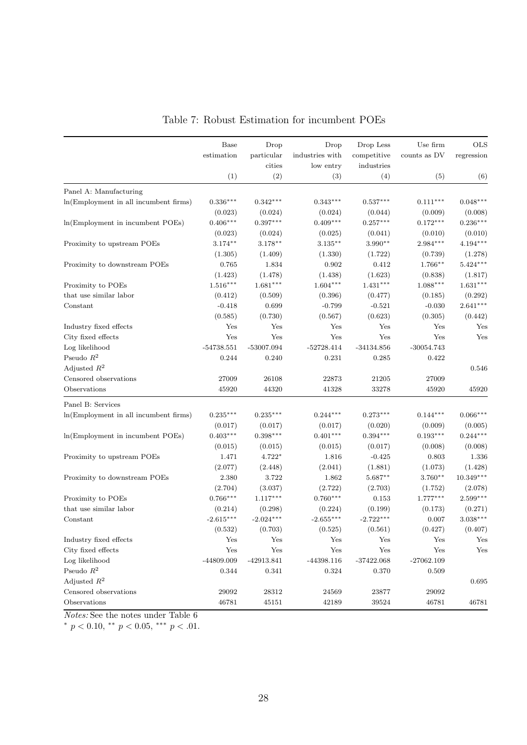Table 7: Robust Estimation for incumbent POEs

| | Base estimation | Drop particular cities | Drop industries with low entry | Drop Less competitive industries | Use firm counts as DV | OLS regression |
|---|---|---|---|---|---|---|
| | (1) | (2) | (3) | (4) | (5) | (6) |
| Panel A: Manufacturing | | | | | | |
| ln(Employment in all incumbent firms) | $0.336^{***}$ | $0.342^{***}$ | $0.343^{***}$ | $0.537^{***}$ | $0.111^{***}$ | $0.048^{***}$ |
| | (0.023) | (0.024) | (0.024) | (0.044) | (0.009) | (0.008) |
| ln(Employment in incumbent POEs) | $0.406^{***}$ | $0.397^{***}$ | $0.409^{***}$ | $0.257^{***}$ | $0.172^{***}$ | $0.236^{***}$ |
| | (0.023) | (0.024) | (0.025) | (0.041) | (0.010) | (0.010) |
| Proximity to upstream POEs | $3.174^{**}$ | $3.178^{**}$ | $3.135^{**}$ | $3.990^{**}$ | $2.984^{***}$ | $4.194^{***}$ |
| | (1.305) | (1.409) | (1.330) | (1.722) | (0.739) | (1.278) |
| Proximity to downstream POEs | 0.765 | 1.834 | 0.902 | 0.412 | $1.766^{**}$ | $5.424^{***}$ |
| | (1.423) | (1.478) | (1.438) | (1.623) | (0.838) | (1.817) |
| Proximity to POEs that use similar labor | $1.516^{***}$ | $1.681^{***}$ | $1.604^{***}$ | $1.431^{***}$ | $1.088^{***}$ | $1.631^{***}$ |
| | (0.412) | (0.509) | (0.396) | (0.477) | (0.185) | (0.292) |
| Constant | -0.418 | 0.699 | -0.799 | -0.521 | -0.030 | $2.641^{***}$ |
| | (0.585) | (0.730) | (0.567) | (0.623) | (0.305) | (0.442) |
| Industry fixed effects | Yes | Yes | Yes | Yes | Yes | Yes |
| City fixed effects | Yes | Yes | Yes | Yes | Yes | Yes |
| Log likelihood | -54738.551 | -53007.094 | -52728.414 | -34134.856 | -30054.743 | |
| Pseudo $R^2$ | 0.244 | 0.240 | 0.231 | 0.285 | 0.422 | |
| Adjusted $R^2$ | | | | | | 0.546 |
| Censored observations | 27009 | 26108 | 22873 | 21205 | 27009 | |
| Observations | 45920 | 44320 | 41328 | 33278 | 45920 | 45920 |
| Panel B: Services | | | | | | |
| ln(Employment in all incumbent firms) | $0.235^{***}$ | $0.235^{***}$ | $0.244^{***}$ | $0.273^{***}$ | $0.144^{***}$ | $0.066^{***}$ |
| | (0.017) | (0.017) | (0.017) | (0.020) | (0.009) | (0.005) |
| ln(Employment in incumbent POEs) | $0.403^{***}$ | $0.398^{***}$ | $0.401^{***}$ | $0.394^{***}$ | $0.193^{***}$ | $0.244^{***}$ |
| | (0.015) | (0.015) | (0.015) | (0.017) | (0.008) | (0.008) |
| Proximity to upstream POEs | 1.471 | $4.722^{*}$ | 1.816 | -0.425 | 0.803 | 1.336 |
| | (2.077) | (2.448) | (2.041) | (1.881) | (1.073) | (1.428) |
| Proximity to downstream POEs | 2.380 | 3.722 | 1.862 | $5.687^{**}$ | $3.760^{**}$ | $10.349^{***}$ |
| | (2.704) | (3.037) | (2.722) | (2.703) | (1.752) | (2.078) |
| Proximity to POEs that use similar labor | $0.766^{***}$ | $1.117^{***}$ | $0.760^{***}$ | 0.153 | $1.777^{***}$ | $2.599^{***}$ |
| | (0.214) | (0.298) | (0.224) | (0.199) | (0.173) | (0.271) |
| Constant | $-2.615^{***}$ | $-2.024^{***}$ | $-2.655^{***}$ | $-2.722^{***}$ | 0.007 | $3.038^{***}$ |
| | (0.532) | (0.703) | (0.525) | (0.561) | (0.427) | (0.407) |
| Industry fixed effects | Yes | Yes | Yes | Yes | Yes | Yes |
| City fixed effects | Yes | Yes | Yes | Yes | Yes | Yes |
| Log likelihood | -44809.009 | -42913.841 | -44398.116 | -37422.068 | -27062.109 | |
| Pseudo $R^2$ | 0.344 | 0.341 | 0.324 | 0.370 | 0.509 | |
| Adjusted $R^2$ | | | | | | 0.695 |
| Censored observations | 29092 | 28312 | 24569 | 23877 | 29092 | |
| Observations | 46781 | 45151 | 42189 | 39524 | 46781 | 46781 |

*Notes:* See the notes under Table 6

$^{*}$ $p < 0.10$, $^{**}$ $p < 0.05$, $^{***}$ $p < .01$.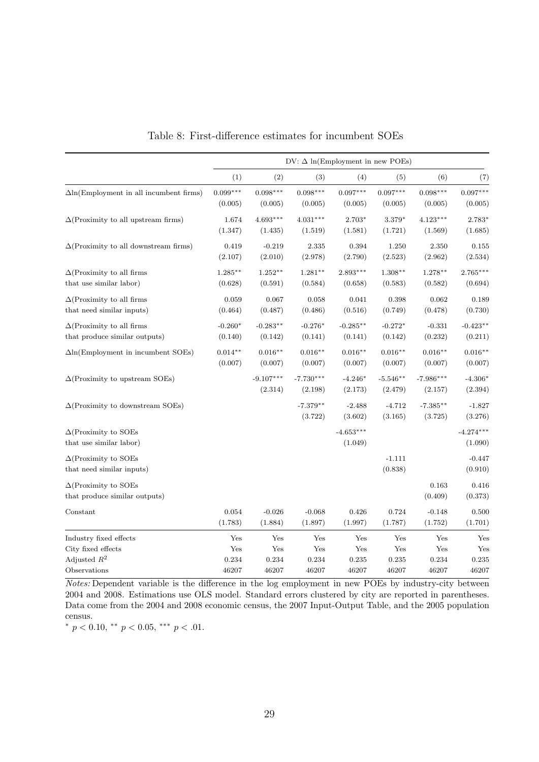Table 8: First-difference estimates for incumbent SOEs

| | DV: $\Delta$ ln(Employment in new POEs) | | | | | | |
|---|---|---|---|---|---|---|---|
| | (1) | (2) | (3) | (4) | (5) | (6) | (7) |
| $\Delta$ln(Employment in all incumbent firms) | 0.099*** | 0.098*** | 0.098*** | 0.097*** | 0.097*** | 0.098*** | 0.097*** |
| | (0.005) | (0.005) | (0.005) | (0.005) | (0.005) | (0.005) | (0.005) |
| $\Delta$(Proximity to all upstream firms) | 1.674 | 4.693*** | 4.031*** | 2.703* | 3.379* | 4.123*** | 2.783* |
| | (1.347) | (1.435) | (1.519) | (1.581) | (1.721) | (1.569) | (1.685) |
| $\Delta$(Proximity to all downstream firms) | 0.419 | -0.219 | 2.335 | 0.394 | 1.250 | 2.350 | 0.155 |
| | (2.107) | (2.010) | (2.978) | (2.790) | (2.523) | (2.962) | (2.534) |
| $\Delta$(Proximity to all firms that use similar labor) | 1.285** | 1.252** | 1.281** | 2.893*** | 1.308** | 1.278** | 2.765*** |
| | (0.628) | (0.591) | (0.584) | (0.658) | (0.583) | (0.582) | (0.694) |
| $\Delta$(Proximity to all firms that need similar inputs) | 0.059 | 0.067 | 0.058 | 0.041 | 0.398 | 0.062 | 0.189 |
| | (0.464) | (0.487) | (0.486) | (0.516) | (0.749) | (0.478) | (0.730) |
| $\Delta$(Proximity to all firms that produce similar outputs) | -0.260* | -0.283** | -0.276* | -0.285** | -0.272* | -0.331 | -0.423** |
| | (0.140) | (0.142) | (0.141) | (0.141) | (0.142) | (0.232) | (0.211) |
| $\Delta$ln(Employment in incumbent SOEs) | 0.014** | 0.016** | 0.016** | 0.016** | 0.016** | 0.016** | 0.016** |
| | (0.007) | (0.007) | (0.007) | (0.007) | (0.007) | (0.007) | (0.007) |
| $\Delta$(Proximity to upstream SOEs) | | -9.107*** | -7.730*** | -4.246* | -5.546** | -7.986*** | -4.306* |
| | | (2.314) | (2.198) | (2.173) | (2.479) | (2.157) | (2.394) |
| $\Delta$(Proximity to downstream SOEs) | | | -7.379** | -2.488 | -4.712 | -7.385** | -1.827 |
| | | | (3.722) | (3.602) | (3.165) | (3.725) | (3.276) |
| $\Delta$(Proximity to SOEs that use similar labor) | | | | -4.653*** | | | -4.274*** |
| | | | | (1.049) | | | (1.090) |
| $\Delta$(Proximity to SOEs that need similar inputs) | | | | | -1.111 | | -0.447 |
| | | | | | (0.838) | | (0.910) |
| $\Delta$(Proximity to SOEs that produce similar outputs) | | | | | | 0.163 | 0.416 |
| | | | | | | (0.409) | (0.373) |
| Constant | 0.054 | -0.026 | -0.068 | 0.426 | 0.724 | -0.148 | 0.500 |
| | (1.783) | (1.884) | (1.897) | (1.997) | (1.787) | (1.752) | (1.701) |
| Industry fixed effects | Yes | Yes | Yes | Yes | Yes | Yes | Yes |
| City fixed effects | Yes | Yes | Yes | Yes | Yes | Yes | Yes |
| Adjusted $R^2$ | 0.234 | 0.234 | 0.234 | 0.235 | 0.235 | 0.234 | 0.235 |
| Observations | 46207 | 46207 | 46207 | 46207 | 46207 | 46207 | 46207 |

*Notes:* Dependent variable is the difference in the log employment in new POEs by industry-city between 2004 and 2008. Estimations use OLS model. Standard errors clustered by city are reported in parentheses. Data come from the 2004 and 2008 economic census, the 2007 Input-Output Table, and the 2005 population census.

$^{*}$ $p < 0.10$, $^{**}$ $p < 0.05$, $^{***}$ $p < .01$.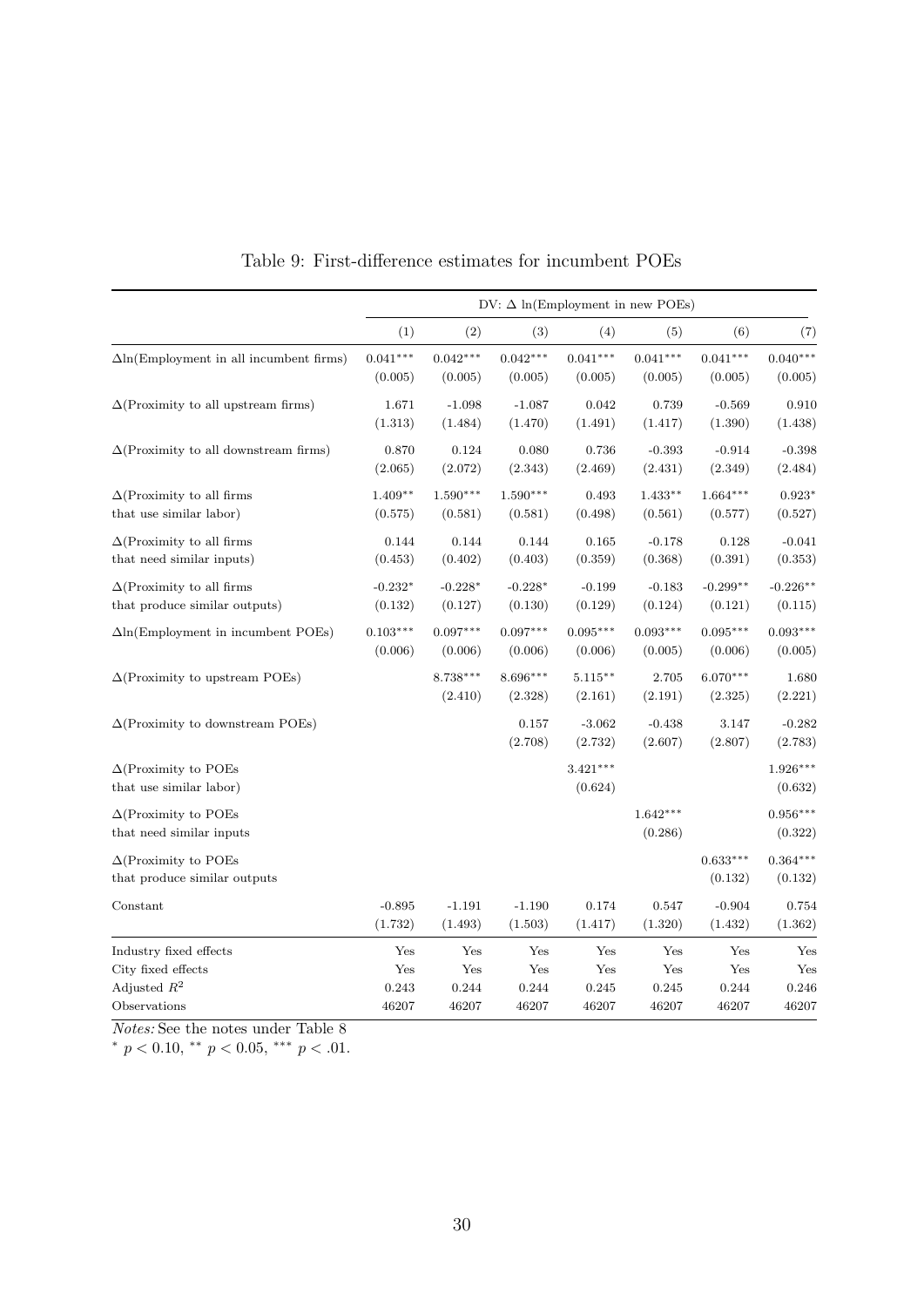Table 9: First-difference estimates for incumbent POEs

| | DV: Δ ln(Employment in new POEs) | | | | | | |
|---|---|---|---|---|---|---|---|
| | (1) | (2) | (3) | (4) | (5) | (6) | (7) |
| Δln(Employment in all incumbent firms) | 0.041*** | 0.042*** | 0.042*** | 0.041*** | 0.041*** | 0.041*** | 0.040*** |
| | (0.005) | (0.005) | (0.005) | (0.005) | (0.005) | (0.005) | (0.005) |
| Δ(Proximity to all upstream firms) | 1.671 | -1.098 | -1.087 | 0.042 | 0.739 | -0.569 | 0.910 |
| | (1.313) | (1.484) | (1.470) | (1.491) | (1.417) | (1.390) | (1.438) |
| Δ(Proximity to all downstream firms) | 0.870 | 0.124 | 0.080 | 0.736 | -0.393 | -0.914 | -0.398 |
| | (2.065) | (2.072) | (2.343) | (2.469) | (2.431) | (2.349) | (2.484) |
| Δ(Proximity to all firms that use similar labor) | 1.409** | 1.590*** | 1.590*** | 0.493 | 1.433** | 1.664*** | 0.923* |
| | (0.575) | (0.581) | (0.581) | (0.498) | (0.561) | (0.577) | (0.527) |
| Δ(Proximity to all firms that need similar inputs) | 0.144 | 0.144 | 0.144 | 0.165 | -0.178 | 0.128 | -0.041 |
| | (0.453) | (0.402) | (0.403) | (0.359) | (0.368) | (0.391) | (0.353) |
| Δ(Proximity to all firms that produce similar outputs) | -0.232* | -0.228* | -0.228* | -0.199 | -0.183 | -0.299** | -0.226** |
| | (0.132) | (0.127) | (0.130) | (0.129) | (0.124) | (0.121) | (0.115) |
| Δln(Employment in incumbent POEs) | 0.103*** | 0.097*** | 0.097*** | 0.095*** | 0.093*** | 0.095*** | 0.093*** |
| | (0.006) | (0.006) | (0.006) | (0.006) | (0.005) | (0.006) | (0.005) |
| Δ(Proximity to upstream POEs) | | 8.738*** | 8.696*** | 5.115** | 2.705 | 6.070*** | 1.680 |
| | | (2.410) | (2.328) | (2.161) | (2.191) | (2.325) | (2.221) |
| Δ(Proximity to downstream POEs) | | | 0.157 | -3.062 | -0.438 | 3.147 | -0.282 |
| | | | (2.708) | (2.732) | (2.607) | (2.807) | (2.783) |
| Δ(Proximity to POEs that use similar labor) | | | | 3.421*** | | | 1.926*** |
| | | | | (0.624) | | | (0.632) |
| Δ(Proximity to POEs that need similar inputs | | | | | 1.642*** | | 0.956*** |
| | | | | | (0.286) | | (0.322) |
| Δ(Proximity to POEs that produce similar outputs | | | | | | 0.633*** | 0.364*** |
| | | | | | | (0.132) | (0.132) |
| Constant | -0.895 | -1.191 | -1.190 | 0.174 | 0.547 | -0.904 | 0.754 |
| | (1.732) | (1.493) | (1.503) | (1.417) | (1.320) | (1.432) | (1.362) |
| Industry fixed effects | Yes | Yes | Yes | Yes | Yes | Yes | Yes |
| City fixed effects | Yes | Yes | Yes | Yes | Yes | Yes | Yes |
| Adjusted $R^2$ | 0.243 | 0.244 | 0.244 | 0.245 | 0.245 | 0.244 | 0.246 |
| Observations | 46207 | 46207 | 46207 | 46207 | 46207 | 46207 | 46207 |

*Notes:* See the notes under Table 8

$^{*}$ $p < 0.10$, $^{**}$ $p < 0.05$, $^{***}$ $p < .01$.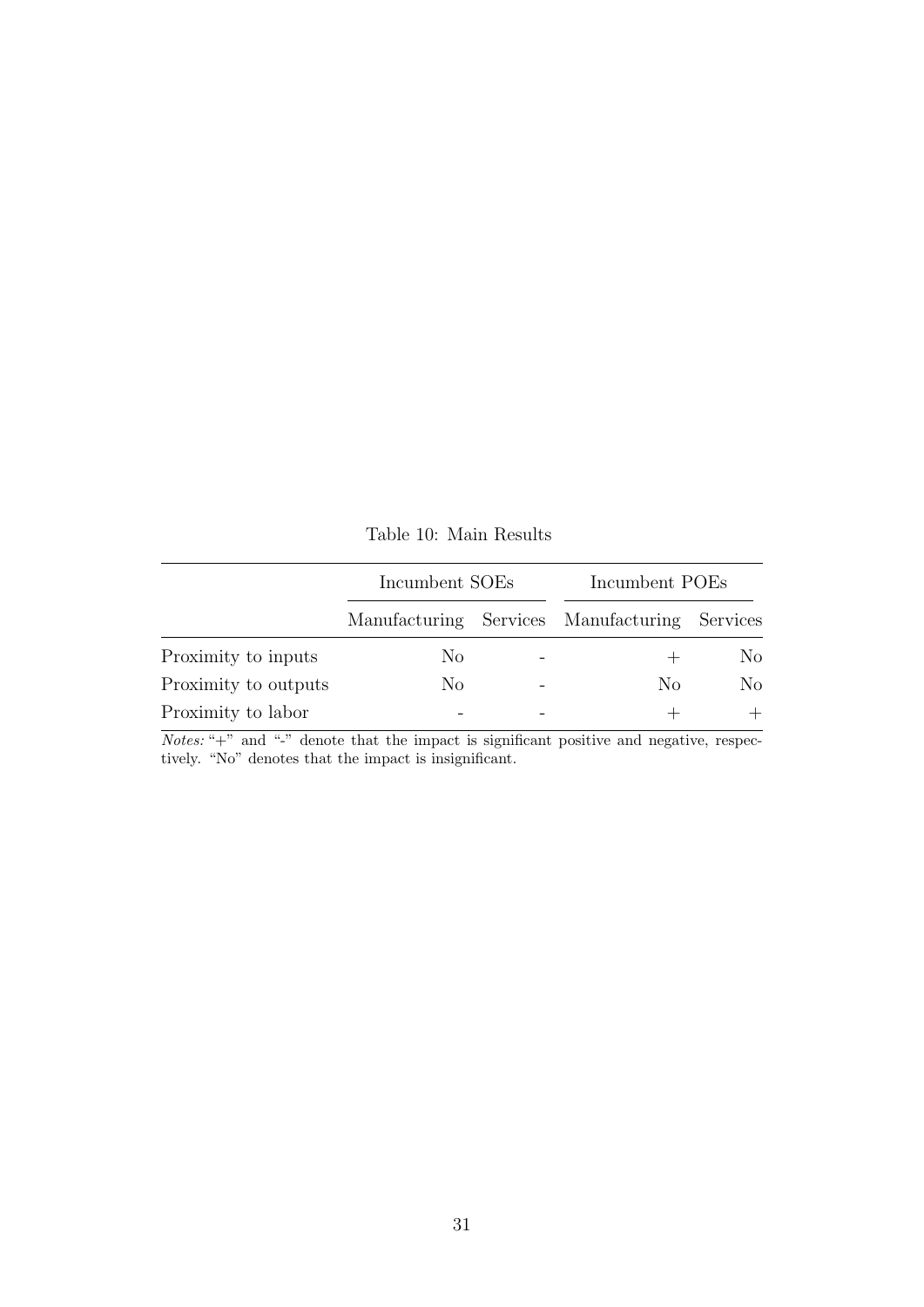Table 10: Main Results

| | Incumbent SOEs | | Incumbent POEs | |
|---|---|---|---|---|
| | Manufacturing | Services | Manufacturing | Services |
| Proximity to inputs | No | - | + | No |
| Proximity to outputs | No | - | No | No |
| Proximity to labor | - | - | + | + |

*Notes:* "+" and "-" denote that the impact is significant positive and negative, respectively. "No" denotes that the impact is insignificant.